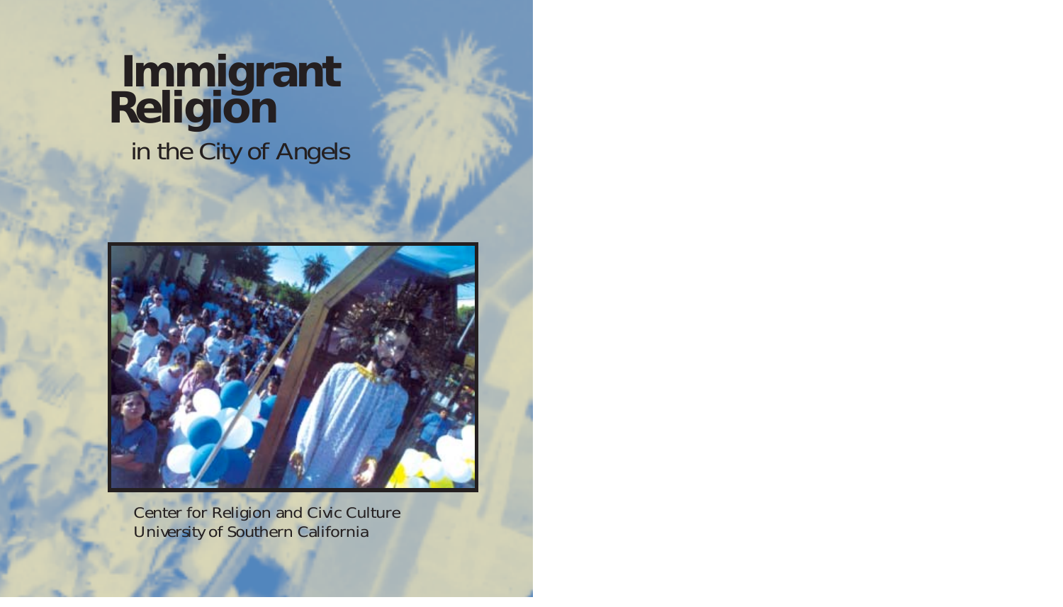# Immigrant Religion

## in the City of Angels

Center for Religion and Civic Culture
University of Southern California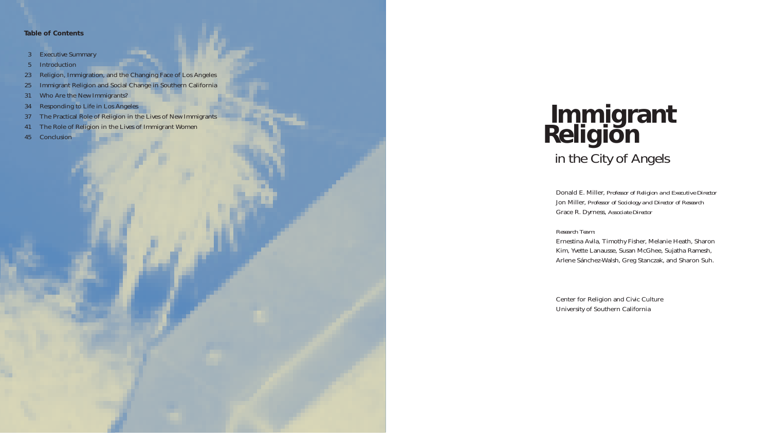**Table of Contents**

- 3 Executive Summary
- 5 Introduction
- 23 Religion, Immigration, and the Changing Face of Los Angeles
- 25 Immigrant Religion and Social Change in Southern California
- 31 Who Are the New Immigrants?
- 34 Responding to Life in Los Angeles
- 37 The Practical Role of Religion in the Lives of New Immigrants
- 41 The Role of Religion in the Lives of Immigrant Women
- 45 Conclusion

# Immigrant Religion

## in the City of Angels

Donald E. Miller, *Professor of Religion and Executive Director*
Jon Miller, *Professor of Sociology and Director of Research*
Grace R. Dyrness, *Associate Director*

*Research Team:*
Ernestina Avila, Timothy Fisher, Melanie Heath, Sharon Kim, Yvette Lanausse, Susan McGhee, Sujatha Ramesh, Arlene Sánchez-Walsh, Greg Stanczak, and Sharon Suh.

Center for Religion and Civic Culture
University of Southern California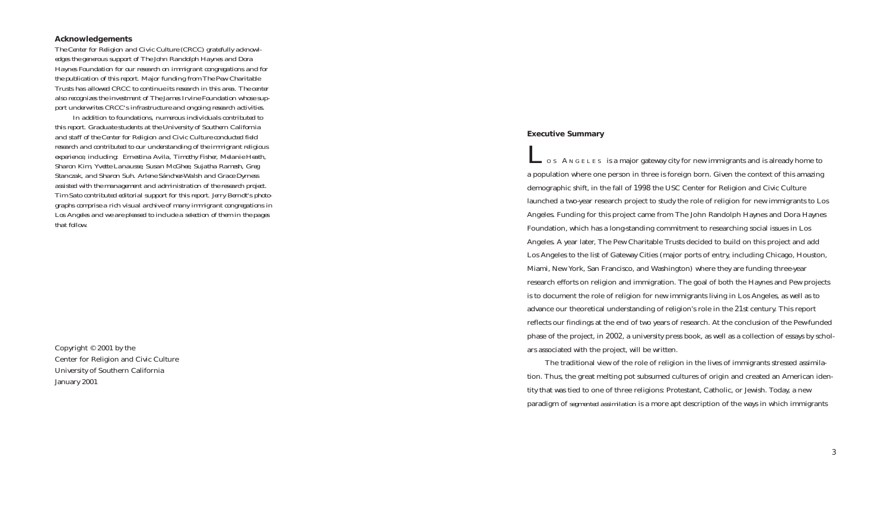## Acknowledgements

*The Center for Religion and Civic Culture (CRCC) gratefully acknowledges the generous support of The John Randolph Haynes and Dora Haynes Foundation for our research on immigrant congregations and for the publication of this report. Major funding from The Pew Charitable Trusts has allowed CRCC to continue its research in this area. The center also recognizes the investment of The James Irvine Foundation whose support underwrites CRCC's infrastructure and ongoing research activities.*

*In addition to foundations, numerous individuals contributed to this report. Graduate students at the University of Southern California and staff of the Center for Religion and Civic Culture conducted field research and contributed to our understanding of the immigrant religious experience, including: Ernestina Avila, Timothy Fisher, Melanie Heath, Sharon Kim, Yvette Lanausse, Susan McGhee, Sujatha Ramesh, Greg Stanczak, and Sharon Suh. Arlene Sánchez-Walsh and Grace Dyrness assisted with the management and administration of the research project. Tim Sato contributed editorial support for this report. Jerry Berndt's photographs comprise a rich visual archive of many immigrant congregations in Los Angeles and we are pleased to include a selection of them in the pages that follow.*

Copyright © 2001 by the
Center for Religion and Civic Culture
University of Southern California
January 2001

## Executive Summary

LOS ANGELES is a major gateway city for new immigrants and is already home to a population where one person in three is foreign born. Given the context of this amazing demographic shift, in the fall of 1998 the USC Center for Religion and Civic Culture launched a two-year research project to study the role of religion for new immigrants to Los Angeles. Funding for this project came from The John Randolph Haynes and Dora Haynes Foundation, which has a long-standing commitment to researching social issues in Los Angeles. A year later, The Pew Charitable Trusts decided to build on this project and add Los Angeles to the list of Gateway Cities (major ports of entry, including Chicago, Houston, Miami, New York, San Francisco, and Washington) where they are funding three-year research efforts on religion and immigration. The goal of both the Haynes and Pew projects is to document the role of religion for new immigrants living in Los Angeles, as well as to advance our theoretical understanding of religion's role in the 21st century. This report reflects our findings at the end of two years of research. At the conclusion of the Pew-funded phase of the project, in 2002, a university press book, as well as a collection of essays by scholars associated with the project, will be written.

The traditional view of the role of religion in the lives of immigrants stressed assimilation. Thus, the great melting pot subsumed cultures of origin and created an American identity that was tied to one of three religions: Protestant, Catholic, or Jewish. Today, a new paradigm of *segmented assimilation* is a more apt description of the ways in which immigrants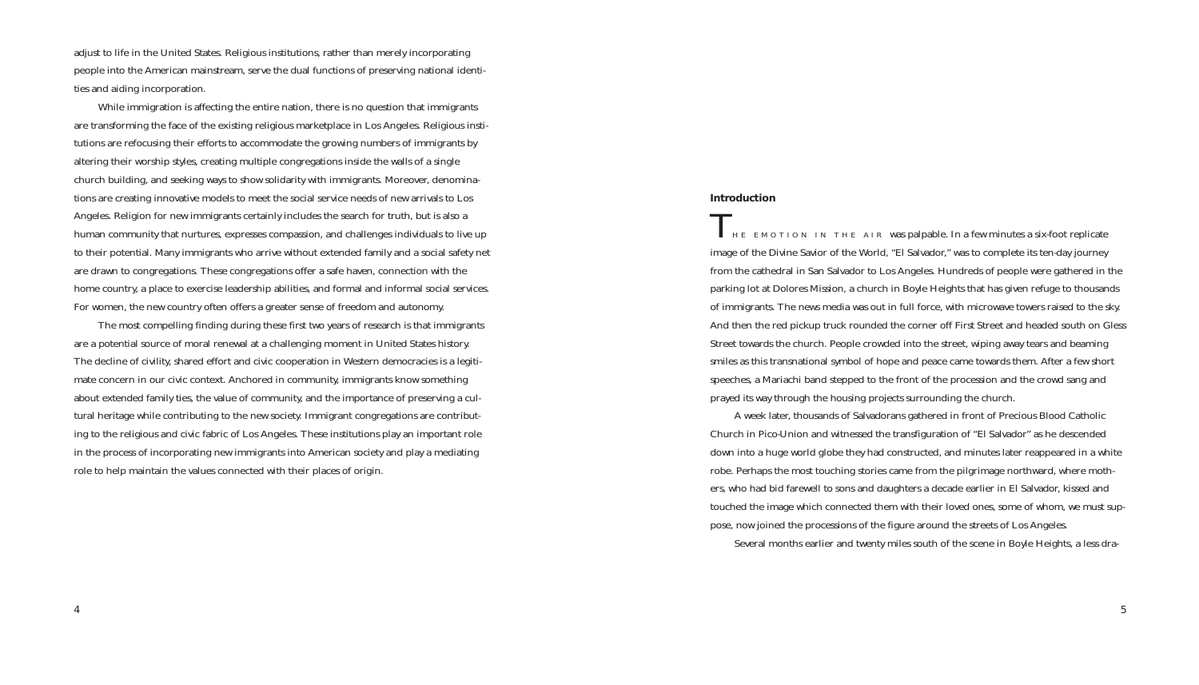adjust to life in the United States. Religious institutions, rather than merely incorporating people into the American mainstream, serve the dual functions of preserving national identities and aiding incorporation.

While immigration is affecting the entire nation, there is no question that immigrants are transforming the face of the existing religious marketplace in Los Angeles. Religious institutions are refocusing their efforts to accommodate the growing numbers of immigrants by altering their worship styles, creating multiple congregations inside the walls of a single church building, and seeking ways to show solidarity with immigrants. Moreover, denominations are creating innovative models to meet the social service needs of new arrivals to Los Angeles. Religion for new immigrants certainly includes the search for truth, but is also a human community that nurtures, expresses compassion, and challenges individuals to live up to their potential. Many immigrants who arrive without extended family and a social safety net are drawn to congregations. These congregations offer a safe haven, connection with the home country, a place to exercise leadership abilities, and formal and informal social services. For women, the new country often offers a greater sense of freedom and autonomy.

The most compelling finding during these first two years of research is that immigrants are a potential source of moral renewal at a challenging moment in United States history. The decline of civility, shared effort and civic cooperation in Western democracies is a legitimate concern in our civic context. Anchored in community, immigrants know something about extended family ties, the value of community, and the importance of preserving a cultural heritage while contributing to the new society. Immigrant congregations are contributing to the religious and civic fabric of Los Angeles. These institutions play an important role in the process of incorporating new immigrants into American society and play a mediating role to help maintain the values connected with their places of origin.

## Introduction

THE EMOTION IN THE AIR was palpable. In a few minutes a six-foot replicate image of the Divine Savior of the World, "El Salvador," was to complete its ten-day journey from the cathedral in San Salvador to Los Angeles. Hundreds of people were gathered in the parking lot at Dolores Mission, a church in Boyle Heights that has given refuge to thousands of immigrants. The news media was out in full force, with microwave towers raised to the sky. And then the red pickup truck rounded the corner off First Street and headed south on Gless Street towards the church. People crowded into the street, wiping away tears and beaming smiles as this transnational symbol of hope and peace came towards them. After a few short speeches, a Mariachi band stepped to the front of the procession and the crowd sang and prayed its way through the housing projects surrounding the church.

A week later, thousands of Salvadorans gathered in front of Precious Blood Catholic Church in Pico-Union and witnessed the transfiguration of "El Salvador" as he descended down into a huge world globe they had constructed, and minutes later reappeared in a white robe. Perhaps the most touching stories came from the pilgrimage northward, where mothers, who had bid farewell to sons and daughters a decade earlier in El Salvador, kissed and touched the image which connected them with their loved ones, some of whom, we must suppose, now joined the processions of the figure around the streets of Los Angeles.

Several months earlier and twenty miles south of the scene in Boyle Heights, a less dra-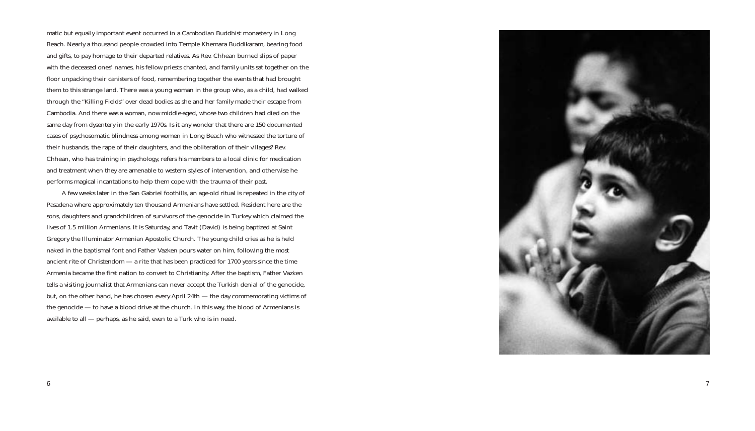matic but equally important event occurred in a Cambodian Buddhist monastery in Long Beach. Nearly a thousand people crowded into Temple Khemara Buddikaram, bearing food and gifts, to pay homage to their departed relatives. As Rev. Chhean burned slips of paper with the deceased ones' names, his fellow priests chanted, and family units sat together on the floor unpacking their canisters of food, remembering together the events that had brought them to this strange land. There was a young woman in the group who, as a child, had walked through the "Killing Fields" over dead bodies as she and her family made their escape from Cambodia. And there was a woman, now middle-aged, whose two children had died on the same day from dysentery in the early 1970s. Is it any wonder that there are 150 documented cases of psychosomatic blindness among women in Long Beach who witnessed the torture of their husbands, the rape of their daughters, and the obliteration of their villages? Rev. Chhean, who has training in psychology, refers his members to a local clinic for medication and treatment when they are amenable to western styles of intervention, and otherwise he performs magical incantations to help them cope with the trauma of their past.

A few weeks later in the San Gabriel foothills, an age-old ritual is repeated in the city of Pasadena where approximately ten thousand Armenians have settled. Resident here are the sons, daughters and grandchildren of survivors of the genocide in Turkey which claimed the lives of 1.5 million Armenians. It is Saturday, and Tavit (David) is being baptized at Saint Gregory the Illuminator Armenian Apostolic Church. The young child cries as he is held naked in the baptismal font and Father Vazken pours water on him, following the most ancient rite of Christendom — a rite that has been practiced for 1700 years since the time Armenia became the first nation to convert to Christianity. After the baptism, Father Vazken tells a visiting journalist that Armenians can never accept the Turkish denial of the genocide, but, on the other hand, he has chosen every April 24th — the day commemorating victims of the genocide — to have a blood drive at the church. In this way, the blood of Armenians is available to all — perhaps, as he said, even to a Turk who is in need.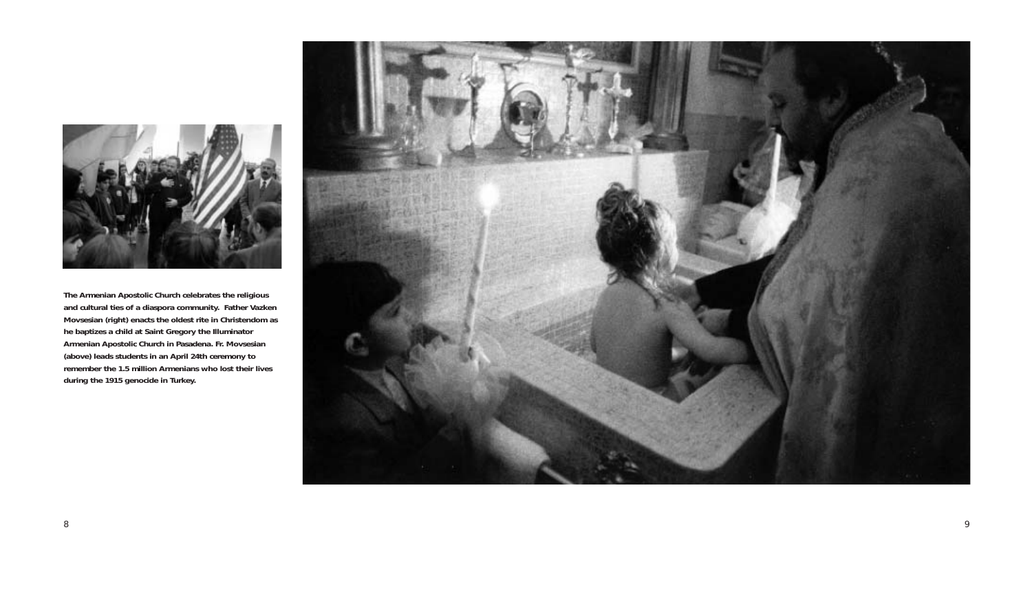**The Armenian Apostolic Church celebrates the religious and cultural ties of a diaspora community. Father Vazken Movsesian (right) enacts the oldest rite in Christendom as he baptizes a child at Saint Gregory the Illuminator Armenian Apostolic Church in Pasadena. Fr. Movsesian (above) leads students in an April 24th ceremony to remember the 1.5 million Armenians who lost their lives during the 1915 genocide in Turkey.**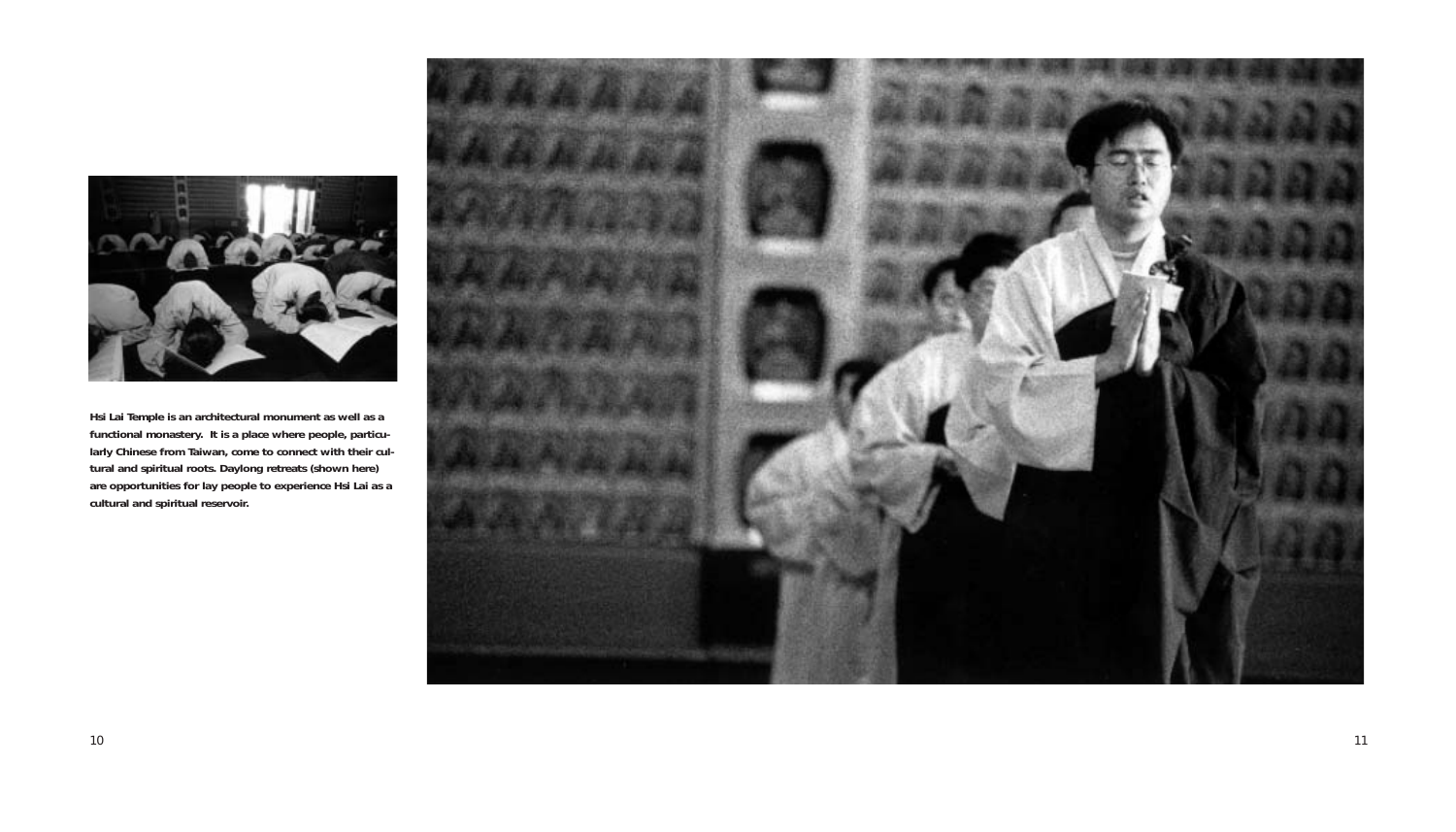**Hsi Lai Temple is an architectural monument as well as a functional monastery. It is a place where people, particularly Chinese from Taiwan, come to connect with their cultural and spiritual roots. Daylong retreats (shown here) are opportunities for lay people to experience Hsi Lai as a cultural and spiritual reservoir.**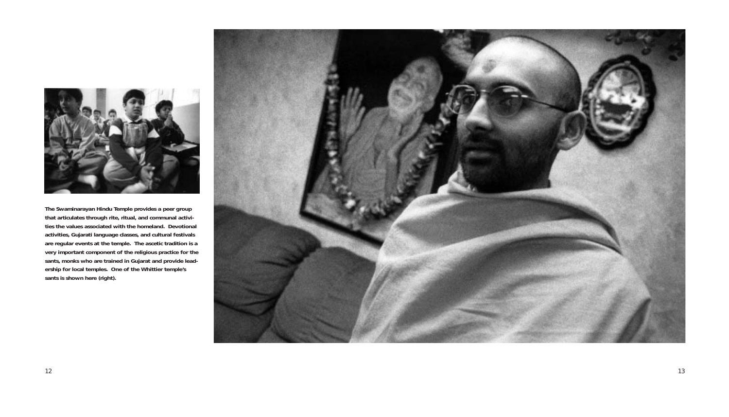**The Swaminarayan Hindu Temple provides a peer group that articulates through rite, ritual, and communal activities the values associated with the homeland. Devotional activities, Gujarati language classes, and cultural festivals are regular events at the temple. The ascetic tradition is a very important component of the religious practice for the sants, monks who are trained in Gujarat and provide leadership for local temples. One of the Whittier temple's sants is shown here (right).**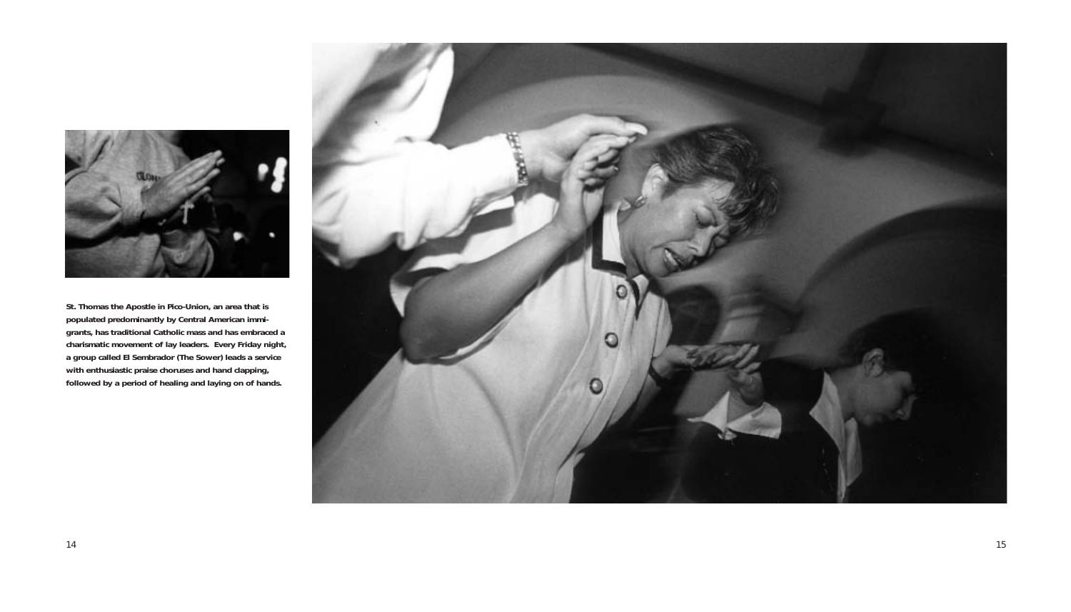St. Thomas the Apostle in Pico-Union, an area that is populated predominantly by Central American immigrants, has traditional Catholic mass and has embraced a charismatic movement of lay leaders. Every Friday night, a group called El Sembrador (The Sower) leads a service with enthusiastic praise choruses and hand clapping, followed by a period of healing and laying on of hands.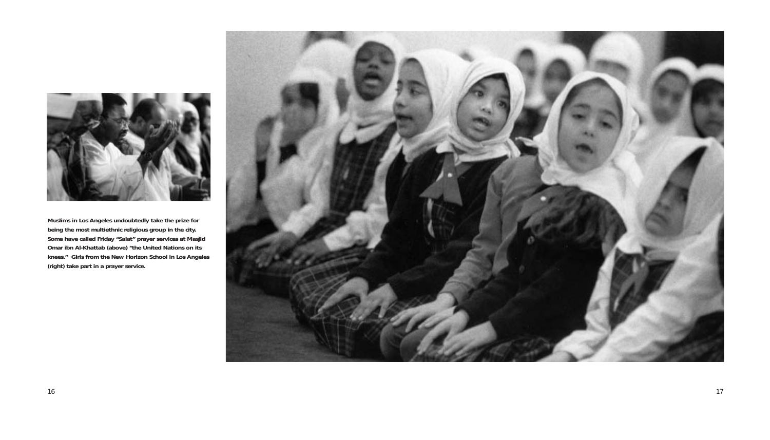**Muslims in Los Angeles undoubtedly take the prize for being the most multiethnic religious group in the city. Some have called Friday "Salat" prayer services at Masjid Omar ibn Al-Khattab (above) "the United Nations on its knees." Girls from the New Horizon School in Los Angeles (right) take part in a prayer service.**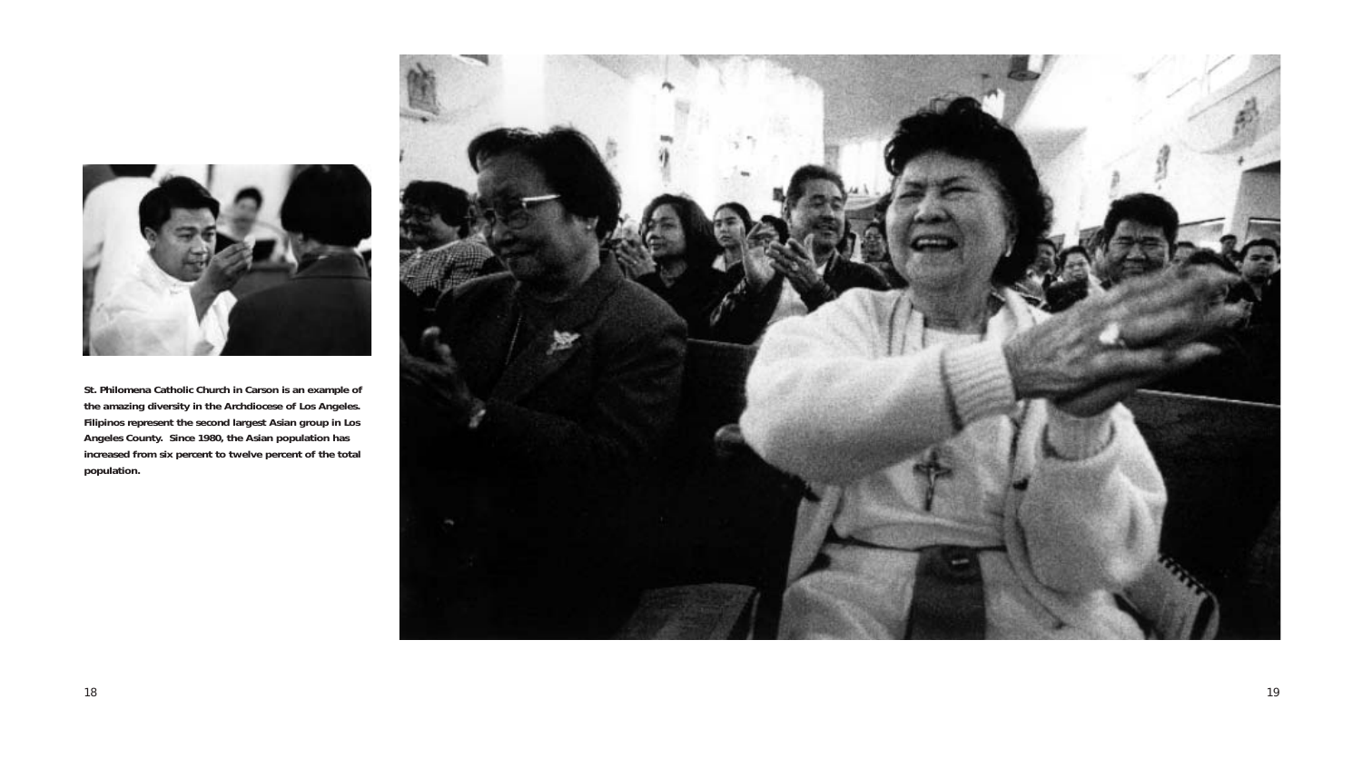**St. Philomena Catholic Church in Carson is an example of the amazing diversity in the Archdiocese of Los Angeles. Filipinos represent the second largest Asian group in Los Angeles County. Since 1980, the Asian population has increased from six percent to twelve percent of the total population.**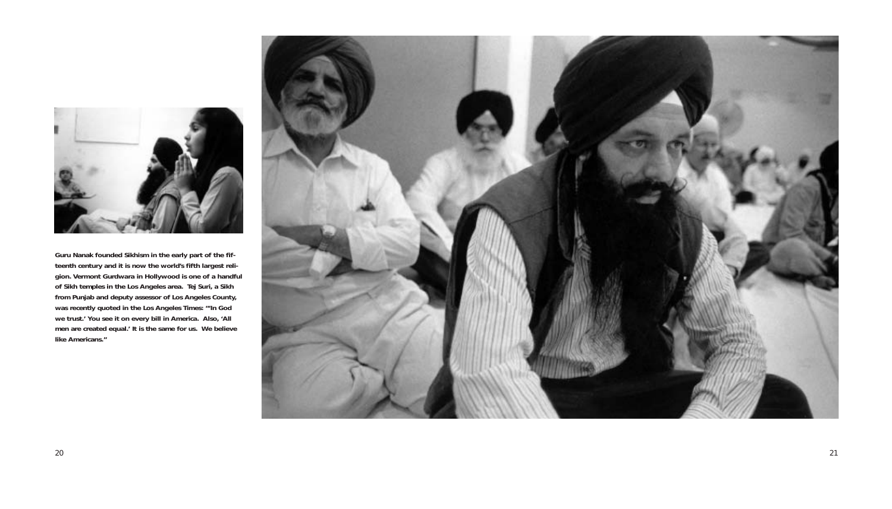**Guru Nanak founded Sikhism in the early part of the fifteenth century and it is now the world's fifth largest religion. Vermont Gurdwara in Hollywood is one of a handful of Sikh temples in the Los Angeles area. Tej Suri, a Sikh from Punjab and deputy assessor of Los Angeles County, was recently quoted in the Los Angeles Times: "'In God we trust.' You see it on every bill in America. Also, 'All men are created equal.' It is the same for us. We believe like Americans."**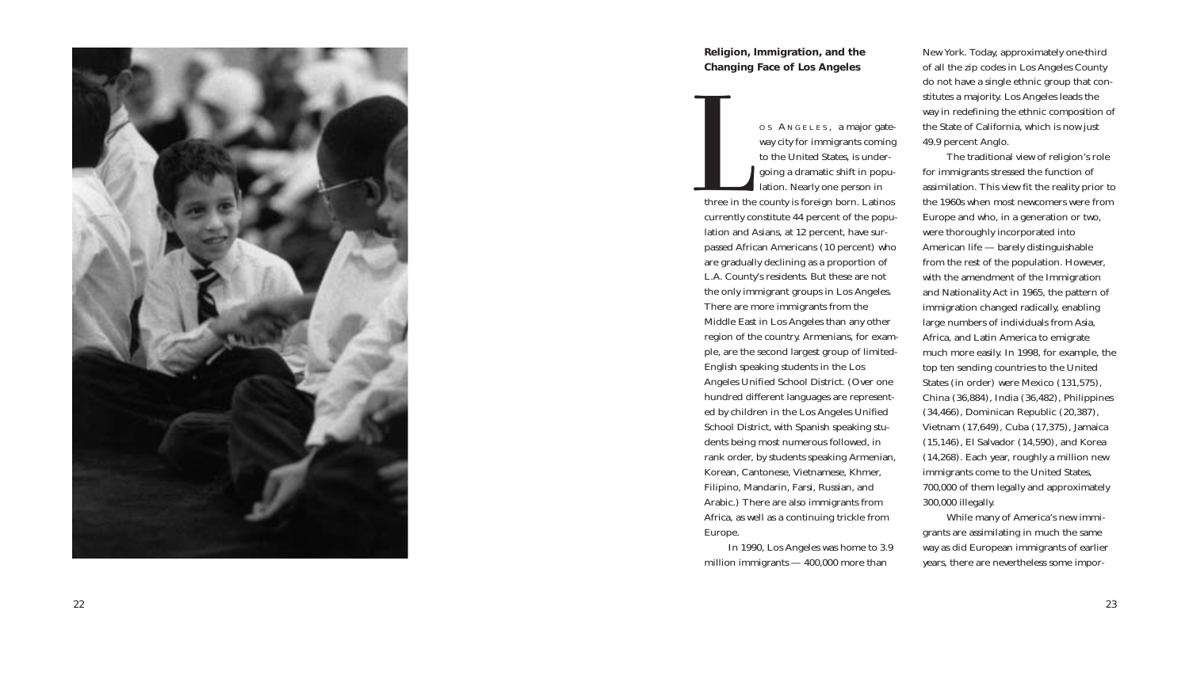**Religion, Immigration, and the Changing Face of Los Angeles**

Los Angeles, a major gateway city for immigrants coming to the United States, is undergoing a dramatic shift in population. Nearly one person in three in the county is foreign born. Latinos currently constitute 44 percent of the population and Asians, at 12 percent, have surpassed African Americans (10 percent) who are gradually declining as a proportion of L.A. County's residents. But these are not the only immigrant groups in Los Angeles. There are more immigrants from the Middle East in Los Angeles than any other region of the country. Armenians, for example, are the second largest group of limited-English speaking students in the Los Angeles Unified School District. (Over one hundred different languages are represented by children in the Los Angeles Unified School District, with Spanish speaking students being most numerous followed, in rank order, by students speaking Armenian, Korean, Cantonese, Vietnamese, Khmer, Filipino, Mandarin, Farsi, Russian, and Arabic.) There are also immigrants from Africa, as well as a continuing trickle from Europe.

In 1990, Los Angeles was home to 3.9 million immigrants — 400,000 more than New York. Today, approximately one-third of all the zip codes in Los Angeles County do not have a single ethnic group that constitutes a majority. Los Angeles leads the way in redefining the ethnic composition of the State of California, which is now just 49.9 percent Anglo.

The traditional view of religion's role for immigrants stressed the function of assimilation. This view fit the reality prior to the 1960s when most newcomers were from Europe and who, in a generation or two, were thoroughly incorporated into American life — barely distinguishable from the rest of the population. However, with the amendment of the Immigration and Nationality Act in 1965, the pattern of immigration changed radically, enabling large numbers of individuals from Asia, Africa, and Latin America to emigrate much more easily. In 1998, for example, the top ten sending countries to the United States (in order) were Mexico (131,575), China (36,884), India (36,482), Philippines (34,466), Dominican Republic (20,387), Vietnam (17,649), Cuba (17,375), Jamaica (15,146), El Salvador (14,590), and Korea (14,268). Each year, roughly a million new immigrants come to the United States, 700,000 of them legally and approximately 300,000 illegally.

While many of America's new immigrants are assimilating in much the same way as did European immigrants of earlier years, there are nevertheless some impor-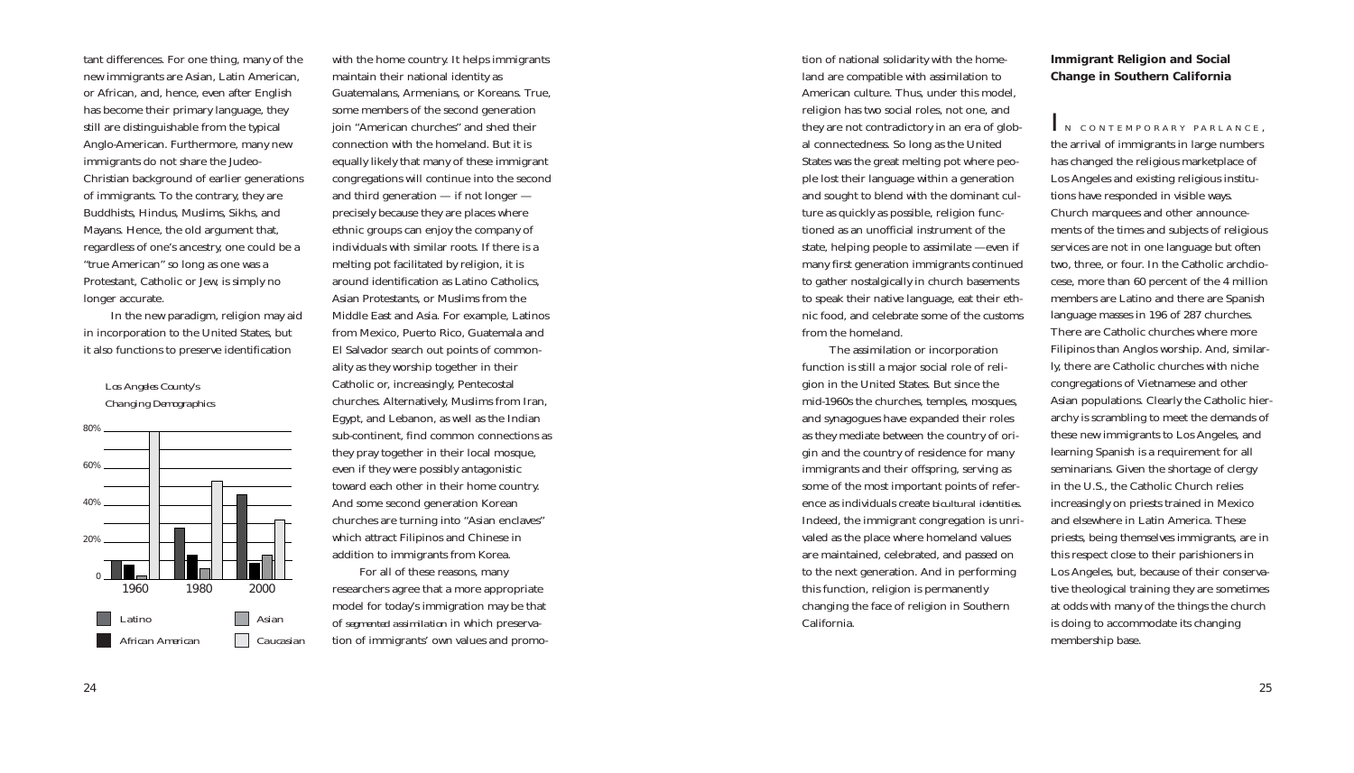tant differences. For one thing, many of the new immigrants are Asian, Latin American, or African, and, hence, even after English has become their primary language, they still are distinguishable from the typical Anglo-American. Furthermore, many new immigrants do not share the Judeo-Christian background of earlier generations of immigrants. To the contrary, they are Buddhists, Hindus, Muslims, Sikhs, and Mayans. Hence, the old argument that, regardless of one's ancestry, one could be a "true American" so long as one was a Protestant, Catholic or Jew, is simply no longer accurate.

In the new paradigm, religion may aid in incorporation to the United States, but it also functions to preserve identification

*Los Angeles County's Changing Demographics*

with the home country. It helps immigrants maintain their national identity as Guatemalans, Armenians, or Koreans. True, some members of the second generation join "American churches" and shed their connection with the homeland. But it is equally likely that many of these immigrant congregations will continue into the second and third generation — if not longer — precisely because they are places where ethnic groups can enjoy the company of individuals with similar roots. If there is a melting pot facilitated by religion, it is around identification as Latino Catholics, Asian Protestants, or Muslims from the Middle East and Asia. For example, Latinos from Mexico, Puerto Rico, Guatemala and El Salvador search out points of commonality as they worship together in their Catholic or, increasingly, Pentecostal churches. Alternatively, Muslims from Iran, Egypt, and Lebanon, as well as the Indian sub-continent, find common connections as they pray together in their local mosque, even if they were possibly antagonistic toward each other in their home country. And some second generation Korean churches are turning into "Asian enclaves" which attract Filipinos and Chinese in addition to immigrants from Korea.

For all of these reasons, many researchers agree that a more appropriate model for today's immigration may be that of *segmented assimilation* in which preservation of immigrants' own values and promotion of national solidarity with the homeland are compatible with assimilation to American culture. Thus, under this model, religion has two social roles, not one, and they are not contradictory in an era of global connectedness. So long as the United States was the great melting pot where people lost their language within a generation and sought to blend with the dominant culture as quickly as possible, religion functioned as an unofficial instrument of the state, helping people to assimilate —even if many first generation immigrants continued to gather nostalgically in church basements to speak their native language, eat their ethnic food, and celebrate some of the customs from the homeland.

The assimilation or incorporation function is still a major social role of religion in the United States. But since the mid-1960s the churches, temples, mosques, and synagogues have expanded their roles as they mediate between the country of origin and the country of residence for many immigrants and their offspring, serving as some of the most important points of reference as individuals create *bicultural identities*. Indeed, the immigrant congregation is unrivaled as the place where homeland values are maintained, celebrated, and passed on to the next generation. And in performing this function, religion is permanently changing the face of religion in Southern California.

## Immigrant Religion and Social Change in Southern California

In contemporary parlance, the arrival of immigrants in large numbers has changed the religious marketplace of Los Angeles and existing religious institutions have responded in visible ways. Church marquees and other announcements of the times and subjects of religious services are not in one language but often two, three, or four. In the Catholic archdiocese, more than 60 percent of the 4 million members are Latino and there are Spanish language masses in 196 of 287 churches. There are Catholic churches where more Filipinos than Anglos worship. And, similarly, there are Catholic churches with niche congregations of Vietnamese and other Asian populations. Clearly the Catholic hierarchy is scrambling to meet the demands of these new immigrants to Los Angeles, and learning Spanish is a requirement for all seminarians. Given the shortage of clergy in the U.S., the Catholic Church relies increasingly on priests trained in Mexico and elsewhere in Latin America. These priests, being themselves immigrants, are in this respect close to their parishioners in Los Angeles, but, because of their conservative theological training they are sometimes at odds with many of the things the church is doing to accommodate its changing membership base.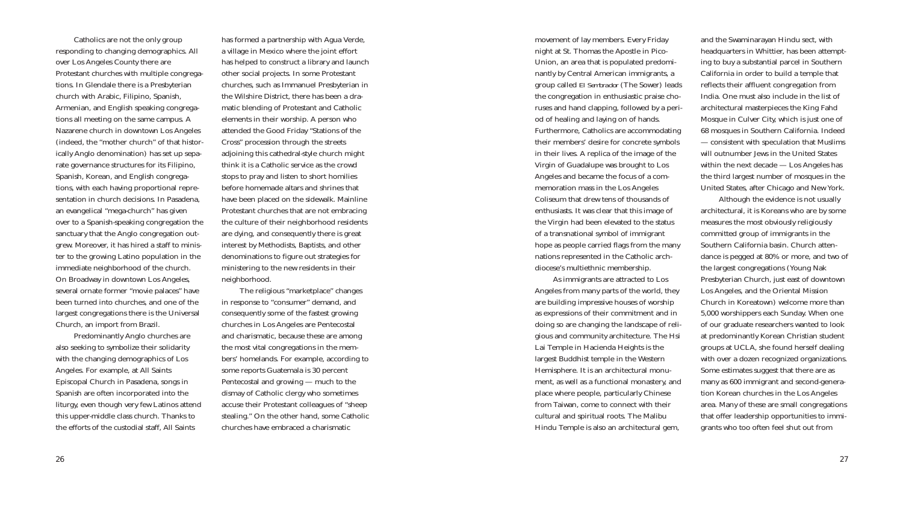Catholics are not the only group responding to changing demographics. All over Los Angeles County there are Protestant churches with multiple congregations. In Glendale there is a Presbyterian church with Arabic, Filipino, Spanish, Armenian, and English speaking congregations all meeting on the same campus. A Nazarene church in downtown Los Angeles (indeed, the "mother church" of that historically Anglo denomination) has set up separate governance structures for its Filipino, Spanish, Korean, and English congregations, with each having proportional representation in church decisions. In Pasadena, an evangelical "mega-church" has given over to a Spanish-speaking congregation the sanctuary that the Anglo congregation outgrew. Moreover, it has hired a staff to minister to the growing Latino population in the immediate neighborhood of the church. On Broadway in downtown Los Angeles, several ornate former "movie palaces" have been turned into churches, and one of the largest congregations there is the Universal Church, an import from Brazil.

Predominantly Anglo churches are also seeking to symbolize their solidarity with the changing demographics of Los Angeles. For example, at All Saints Episcopal Church in Pasadena, songs in Spanish are often incorporated into the liturgy, even though very few Latinos attend this upper-middle class church. Thanks to the efforts of the custodial staff, All Saints has formed a partnership with Agua Verde, a village in Mexico where the joint effort has helped to construct a library and launch other social projects. In some Protestant churches, such as Immanuel Presbyterian in the Wilshire District, there has been a dramatic blending of Protestant and Catholic elements in their worship. A person who attended the Good Friday "Stations of the Cross" procession through the streets adjoining this cathedral-style church might think it is a Catholic service as the crowd stops to pray and listen to short homilies before homemade altars and shrines that have been placed on the sidewalk. Mainline Protestant churches that are not embracing the culture of their neighborhood residents are dying, and consequently there is great interest by Methodists, Baptists, and other denominations to figure out strategies for ministering to the new residents in their neighborhood.

The religious "marketplace" changes in response to "consumer" demand, and consequently some of the fastest growing churches in Los Angeles are Pentecostal and charismatic, because these are among the most vital congregations in the members' homelands. For example, according to some reports Guatemala is 30 percent Pentecostal and growing — much to the dismay of Catholic clergy who sometimes accuse their Protestant colleagues of "sheep stealing." On the other hand, some Catholic churches have embraced a charismatic movement of lay members. Every Friday night at St. Thomas the Apostle in Pico-Union, an area that is populated predominantly by Central American immigrants, a group called *El Sembrador* (The Sower) leads the congregation in enthusiastic praise choruses and hand clapping, followed by a period of healing and laying on of hands. Furthermore, Catholics are accommodating their members' desire for concrete symbols in their lives. A replica of the image of the Virgin of Guadalupe was brought to Los Angeles and became the focus of a commemoration mass in the Los Angeles Coliseum that drew tens of thousands of enthusiasts. It was clear that this image of the Virgin had been elevated to the status of a transnational symbol of immigrant hope as people carried flags from the many nations represented in the Catholic archdiocese's multiethnic membership.

As immigrants are attracted to Los Angeles from many parts of the world, they are building impressive houses of worship as expressions of their commitment and in doing so are changing the landscape of religious and community architecture. The Hsi Lai Temple in Hacienda Heights is the largest Buddhist temple in the Western Hemisphere. It is an architectural monument, as well as a functional monastery, and place where people, particularly Chinese from Taiwan, come to connect with their cultural and spiritual roots. The Malibu Hindu Temple is also an architectural gem, and the Swaminarayan Hindu sect, with headquarters in Whittier, has been attempting to buy a substantial parcel in Southern California in order to build a temple that reflects their affluent congregation from India. One must also include in the list of architectural masterpieces the King Fahd Mosque in Culver City, which is just one of 68 mosques in Southern California. Indeed — consistent with speculation that Muslims will outnumber Jews in the United States within the next decade — Los Angeles has the third largest number of mosques in the United States, after Chicago and New York.

Although the evidence is not usually architectural, it is Koreans who are by some measures the most obviously religiously committed group of immigrants in the Southern California basin. Church attendance is pegged at 80% or more, and two of the largest congregations (Young Nak Presbyterian Church, just east of downtown Los Angeles, and the Oriental Mission Church in Koreatown) welcome more than 5,000 worshippers each Sunday. When one of our graduate researchers wanted to look at predominantly Korean Christian student groups at UCLA, she found herself dealing with over a dozen recognized organizations. Some estimates suggest that there are as many as 600 immigrant and second-generation Korean churches in the Los Angeles area. Many of these are small congregations that offer leadership opportunities to immigrants who too often feel shut out from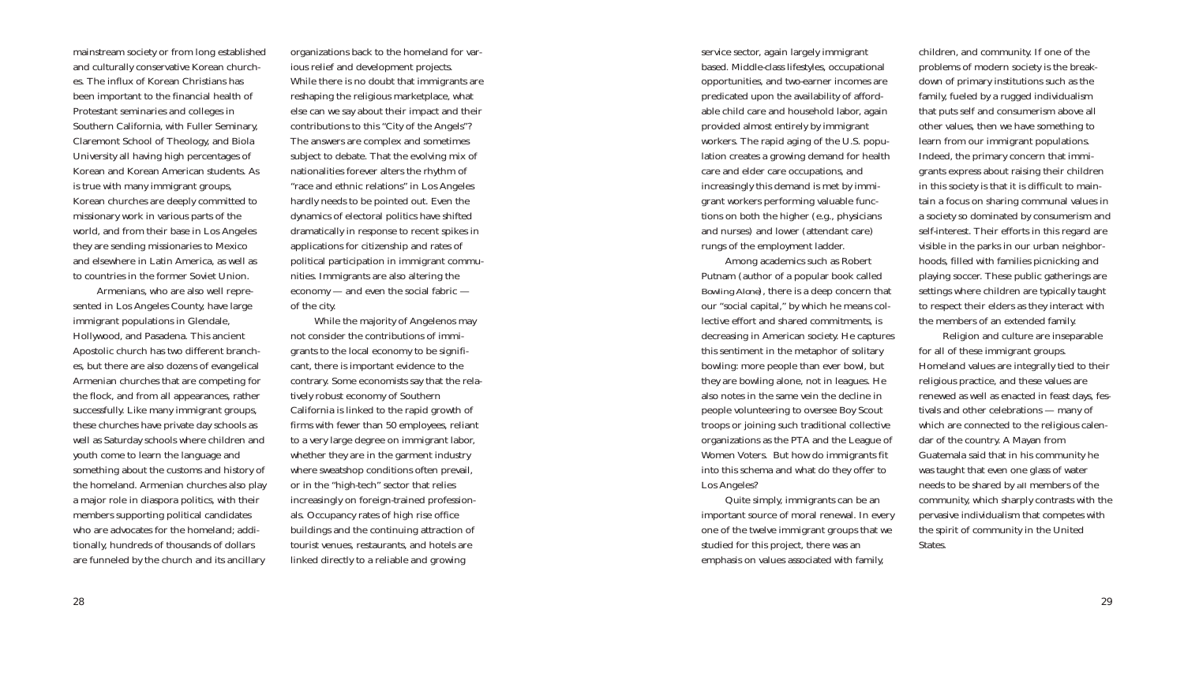mainstream society or from long established and culturally conservative Korean churches. The influx of Korean Christians has been important to the financial health of Protestant seminaries and colleges in Southern California, with Fuller Seminary, Claremont School of Theology, and Biola University all having high percentages of Korean and Korean American students. As is true with many immigrant groups, Korean churches are deeply committed to missionary work in various parts of the world, and from their base in Los Angeles they are sending missionaries to Mexico and elsewhere in Latin America, as well as to countries in the former Soviet Union.

Armenians, who are also well represented in Los Angeles County, have large immigrant populations in Glendale, Hollywood, and Pasadena. This ancient Apostolic church has two different branches, but there are also dozens of evangelical Armenian churches that are competing for the flock, and from all appearances, rather successfully. Like many immigrant groups, these churches have private day schools as well as Saturday schools where children and youth come to learn the language and something about the customs and history of the homeland. Armenian churches also play a major role in diaspora politics, with their members supporting political candidates who are advocates for the homeland; additionally, hundreds of thousands of dollars are funneled by the church and its ancillary organizations back to the homeland for various relief and development projects. While there is no doubt that immigrants are reshaping the religious marketplace, what else can we say about their impact and their contributions to this "City of the Angels"? The answers are complex and sometimes subject to debate. That the evolving mix of nationalities forever alters the rhythm of "race and ethnic relations" in Los Angeles hardly needs to be pointed out. Even the dynamics of electoral politics have shifted dramatically in response to recent spikes in applications for citizenship and rates of political participation in immigrant communities. Immigrants are also altering the economy — and even the social fabric — of the city.

While the majority of Angelenos may not consider the contributions of immigrants to the local economy to be significant, there is important evidence to the contrary. Some economists say that the relatively robust economy of Southern California is linked to the rapid growth of firms with fewer than 50 employees, reliant to a very large degree on immigrant labor, whether they are in the garment industry where sweatshop conditions often prevail, or in the "high-tech" sector that relies increasingly on foreign-trained professionals. Occupancy rates of high rise office buildings and the continuing attraction of tourist venues, restaurants, and hotels are linked directly to a reliable and growing service sector, again largely immigrant based. Middle-class lifestyles, occupational opportunities, and two-earner incomes are predicated upon the availability of affordable child care and household labor, again provided almost entirely by immigrant workers. The rapid aging of the U.S. population creates a growing demand for health care and elder care occupations, and increasingly this demand is met by immigrant workers performing valuable functions on both the higher (e.g., physicians and nurses) and lower (attendant care) rungs of the employment ladder.

Among academics such as Robert Putnam (author of a popular book called *Bowling Alone*), there is a deep concern that our "social capital," by which he means collective effort and shared commitments, is decreasing in American society. He captures this sentiment in the metaphor of solitary bowling: more people than ever bowl, but they are bowling alone, not in leagues. He also notes in the same vein the decline in people volunteering to oversee Boy Scout troops or joining such traditional collective organizations as the PTA and the League of Women Voters. But how do immigrants fit into this schema and what do they offer to Los Angeles?

Quite simply, immigrants can be an important source of moral renewal. In every one of the twelve immigrant groups that we studied for this project, there was an emphasis on values associated with family, children, and community. If one of the problems of modern society is the breakdown of primary institutions such as the family, fueled by a rugged individualism that puts self and consumerism above all other values, then we have something to learn from our immigrant populations. Indeed, the primary concern that immigrants express about raising their children in this society is that it is difficult to maintain a focus on sharing communal values in a society so dominated by consumerism and self-interest. Their efforts in this regard are visible in the parks in our urban neighborhoods, filled with families picnicking and playing soccer. These public gatherings are settings where children are typically taught to respect their elders as they interact with the members of an extended family.

Religion and culture are inseparable for all of these immigrant groups. Homeland values are integrally tied to their religious practice, and these values are renewed as well as enacted in feast days, festivals and other celebrations — many of which are connected to the religious calendar of the country. A Mayan from Guatemala said that in his community he was taught that even one glass of water needs to be shared by *all* members of the community, which sharply contrasts with the pervasive individualism that competes with the spirit of community in the United States.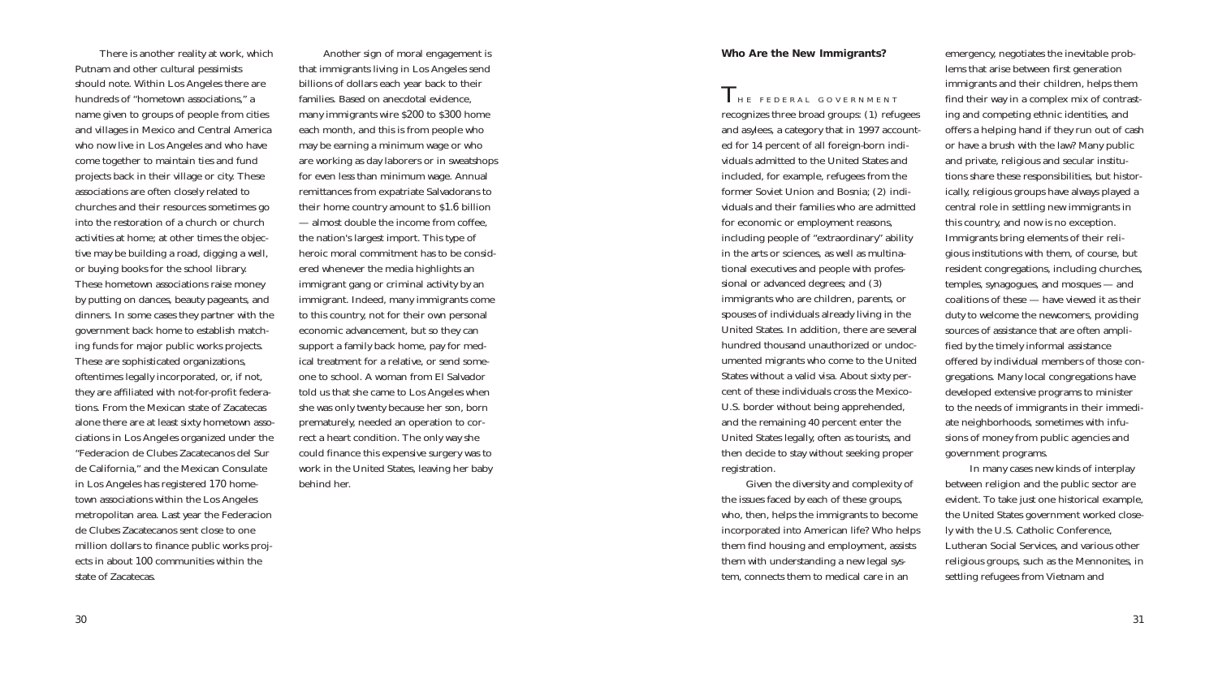There is another reality at work, which Putnam and other cultural pessimists should note. Within Los Angeles there are hundreds of "hometown associations," a name given to groups of people from cities and villages in Mexico and Central America who now live in Los Angeles and who have come together to maintain ties and fund projects back in their village or city. These associations are often closely related to churches and their resources sometimes go into the restoration of a church or church activities at home; at other times the objective may be building a road, digging a well, or buying books for the school library. These hometown associations raise money by putting on dances, beauty pageants, and dinners. In some cases they partner with the government back home to establish matching funds for major public works projects. These are sophisticated organizations, oftentimes legally incorporated, or, if not, they are affiliated with not-for-profit federations. From the Mexican state of Zacatecas alone there are at least sixty hometown associations in Los Angeles organized under the "Federacion de Clubes Zacatecanos del Sur de California," and the Mexican Consulate in Los Angeles has registered 170 hometown associations within the Los Angeles metropolitan area. Last year the Federacion de Clubes Zacatecanos sent close to one million dollars to finance public works projects in about 100 communities within the state of Zacatecas.

Another sign of moral engagement is that immigrants living in Los Angeles send billions of dollars each year back to their families. Based on anecdotal evidence, many immigrants wire $200 to $300 home each month, and this is from people who may be earning a minimum wage or who are working as day laborers or in sweatshops for even less than minimum wage. Annual remittances from expatriate Salvadorans to their home country amount to $1.6 billion — almost double the income from coffee, the nation's largest import. This type of heroic moral commitment has to be considered whenever the media highlights an immigrant gang or criminal activity by an immigrant. Indeed, many immigrants come to this country, not for their own personal economic advancement, but so they can support a family back home, pay for medical treatment for a relative, or send someone to school. A woman from El Salvador told us that she came to Los Angeles when she was only twenty because her son, born prematurely, needed an operation to correct a heart condition. The only way she could finance this expensive surgery was to work in the United States, leaving her baby behind her.

## Who Are the New Immigrants?

The federal government recognizes three broad groups: (1) refugees and asylees, a category that in 1997 accounted for 14 percent of all foreign-born individuals admitted to the United States and included, for example, refugees from the former Soviet Union and Bosnia; (2) individuals and their families who are admitted for economic or employment reasons, including people of "extraordinary" ability in the arts or sciences, as well as multinational executives and people with professional or advanced degrees; and (3) immigrants who are children, parents, or spouses of individuals already living in the United States. In addition, there are several hundred thousand unauthorized or undocumented migrants who come to the United States without a valid visa. About sixty percent of these individuals cross the Mexico-U.S. border without being apprehended, and the remaining 40 percent enter the United States legally, often as tourists, and then decide to stay without seeking proper registration.

Given the diversity and complexity of the issues faced by each of these groups, who, then, helps the immigrants to become incorporated into American life? Who helps them find housing and employment, assists them with understanding a new legal system, connects them to medical care in an emergency, negotiates the inevitable problems that arise between first generation immigrants and their children, helps them find their way in a complex mix of contrasting and competing ethnic identities, and offers a helping hand if they run out of cash or have a brush with the law? Many public and private, religious and secular institutions share these responsibilities, but historically, religious groups have always played a central role in settling new immigrants in this country, and now is no exception. Immigrants bring elements of their religious institutions with them, of course, but resident congregations, including churches, temples, synagogues, and mosques — and coalitions of these — have viewed it as their duty to welcome the newcomers, providing sources of assistance that are often amplified by the timely informal assistance offered by individual members of those congregations. Many local congregations have developed extensive programs to minister to the needs of immigrants in their immediate neighborhoods, sometimes with infusions of money from public agencies and government programs.

In many cases new kinds of interplay between religion and the public sector are evident. To take just one historical example, the United States government worked closely with the U.S. Catholic Conference, Lutheran Social Services, and various other religious groups, such as the Mennonites, in settling refugees from Vietnam and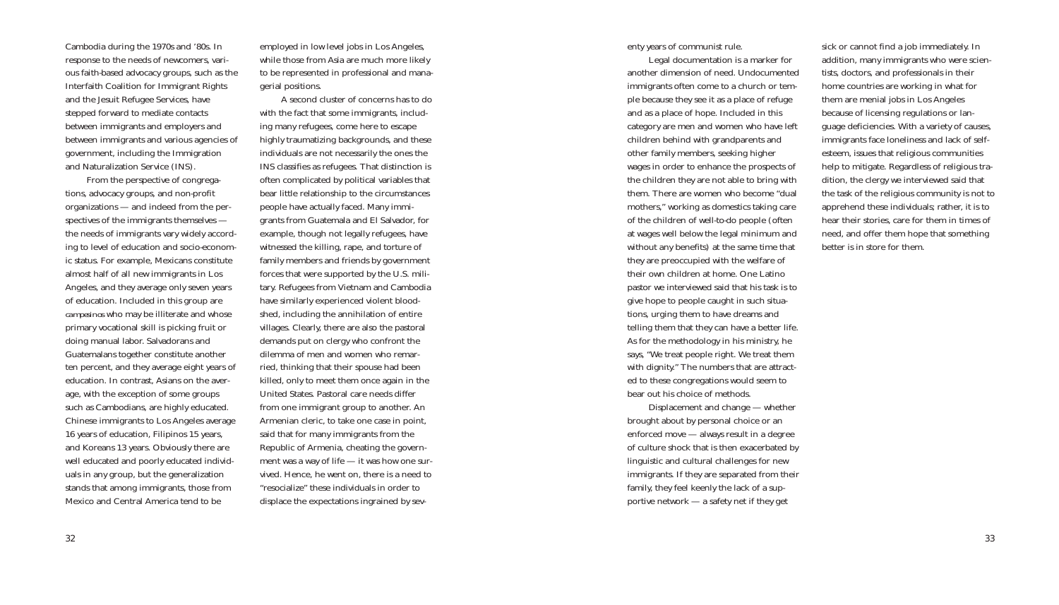Cambodia during the 1970s and '80s. In response to the needs of newcomers, various faith-based advocacy groups, such as the Interfaith Coalition for Immigrant Rights and the Jesuit Refugee Services, have stepped forward to mediate contacts between immigrants and employers and between immigrants and various agencies of government, including the Immigration and Naturalization Service (INS).

From the perspective of congregations, advocacy groups, and non-profit organizations — and indeed from the perspectives of the immigrants themselves — the needs of immigrants vary widely according to level of education and socio-economic status. For example, Mexicans constitute almost half of all new immigrants in Los Angeles, and they average only seven years of education. Included in this group are *campesinos* who may be illiterate and whose primary vocational skill is picking fruit or doing manual labor. Salvadorans and Guatemalans together constitute another ten percent, and they average eight years of education. In contrast, Asians on the average, with the exception of some groups such as Cambodians, are highly educated. Chinese immigrants to Los Angeles average 16 years of education, Filipinos 15 years, and Koreans 13 years. Obviously there are well educated and poorly educated individuals in any group, but the generalization stands that among immigrants, those from Mexico and Central America tend to be employed in low level jobs in Los Angeles, while those from Asia are much more likely to be represented in professional and managerial positions.

A second cluster of concerns has to do with the fact that some immigrants, including many refugees, come here to escape highly traumatizing backgrounds, and these individuals are not necessarily the ones the INS classifies as refugees. That distinction is often complicated by political variables that bear little relationship to the circumstances people have actually faced. Many immigrants from Guatemala and El Salvador, for example, though not legally refugees, have witnessed the killing, rape, and torture of family members and friends by government forces that were supported by the U.S. military. Refugees from Vietnam and Cambodia have similarly experienced violent bloodshed, including the annihilation of entire villages. Clearly, there are also the pastoral demands put on clergy who confront the dilemma of men and women who remarried, thinking that their spouse had been killed, only to meet them once again in the United States. Pastoral care needs differ from one immigrant group to another. An Armenian cleric, to take one case in point, said that for many immigrants from the Republic of Armenia, cheating the government was a way of life — it was how one survived. Hence, he went on, there is a need to "resocialize" these individuals in order to displace the expectations ingrained by seventy years of communist rule.

Legal documentation is a marker for another dimension of need. Undocumented immigrants often come to a church or temple because they see it as a place of refuge and as a place of hope. Included in this category are men and women who have left children behind with grandparents and other family members, seeking higher wages in order to enhance the prospects of the children they are not able to bring with them. There are women who become "dual mothers," working as domestics taking care of the children of well-to-do people (often at wages well below the legal minimum and without any benefits) at the same time that they are preoccupied with the welfare of their own children at home. One Latino pastor we interviewed said that his task is to give hope to people caught in such situations, urging them to have dreams and telling them that they can have a better life. As for the methodology in his ministry, he says, "We treat people right. We treat them with dignity." The numbers that are attracted to these congregations would seem to bear out his choice of methods.

Displacement and change — whether brought about by personal choice or an enforced move — always result in a degree of culture shock that is then exacerbated by linguistic and cultural challenges for new immigrants. If they are separated from their family, they feel keenly the lack of a supportive network — a safety net if they get sick or cannot find a job immediately. In addition, many immigrants who were scientists, doctors, and professionals in their home countries are working in what for them are menial jobs in Los Angeles because of licensing regulations or language deficiencies. With a variety of causes, immigrants face loneliness and lack of self-esteem, issues that religious communities help to mitigate. Regardless of religious tradition, the clergy we interviewed said that the task of the religious community is not to apprehend these individuals; rather, it is to hear their stories, care for them in times of need, and offer them hope that something better is in store for them.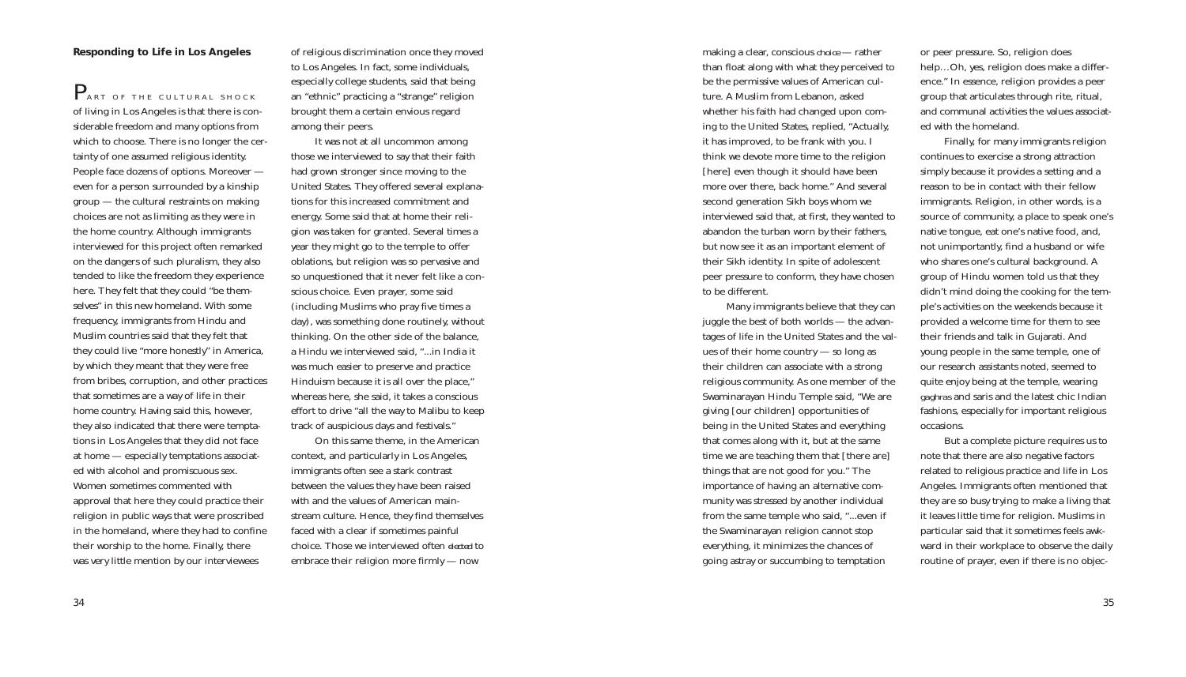### Responding to Life in Los Angeles

PART OF THE CULTURAL SHOCK of living in Los Angeles is that there is considerable freedom and many options from which to choose. There is no longer the certainty of one assumed religious identity. People face dozens of options. Moreover — even for a person surrounded by a kinship group — the cultural restraints on making choices are not as limiting as they were in the home country. Although immigrants interviewed for this project often remarked on the dangers of such pluralism, they also tended to like the freedom they experience here. They felt that they could "be themselves" in this new homeland. With some frequency, immigrants from Hindu and Muslim countries said that they felt that they could live "more honestly" in America, by which they meant that they were free from bribes, corruption, and other practices that sometimes are a way of life in their home country. Having said this, however, they also indicated that there were temptations in Los Angeles that they did not face at home — especially temptations associated with alcohol and promiscuous sex. Women sometimes commented with approval that here they could practice their religion in public ways that were proscribed in the homeland, where they had to confine their worship to the home. Finally, there was very little mention by our interviewees of religious discrimination once they moved to Los Angeles. In fact, some individuals, especially college students, said that being an "ethnic" practicing a "strange" religion brought them a certain envious regard among their peers.

It was not at all uncommon among those we interviewed to say that their faith had grown stronger since moving to the United States. They offered several explanations for this increased commitment and energy. Some said that at home their religion was taken for granted. Several times a year they might go to the temple to offer oblations, but religion was so pervasive and so unquestioned that it never felt like a conscious choice. Even prayer, some said (including Muslims who pray five times a day), was something done routinely, without thinking. On the other side of the balance, a Hindu we interviewed said, "...in India it was much easier to preserve and practice Hinduism because it is all over the place," whereas here, she said, it takes a conscious effort to drive "all the way to Malibu to keep track of auspicious days and festivals."

On this same theme, in the American context, and particularly in Los Angeles, immigrants often see a stark contrast between the values they have been raised with and the values of American mainstream culture. Hence, they find themselves faced with a clear if sometimes painful choice. Those we interviewed often *elected* to embrace their religion more firmly — now making a clear, conscious *choice* — rather than float along with what they perceived to be the permissive values of American culture. A Muslim from Lebanon, asked whether his faith had changed upon coming to the United States, replied, "Actually, it has improved, to be frank with you. I think we devote more time to the religion [here] even though it should have been more over there, back home." And several second generation Sikh boys whom we interviewed said that, at first, they wanted to abandon the turban worn by their fathers, but now see it as an important element of their Sikh identity. In spite of adolescent peer pressure to conform, they have chosen to be different.

Many immigrants believe that they can juggle the best of both worlds — the advantages of life in the United States and the values of their home country — so long as their children can associate with a strong religious community. As one member of the Swaminarayan Hindu Temple said, "We are giving [our children] opportunities of being in the United States and everything that comes along with it, but at the same time we are teaching them that [there are] things that are not good for you." The importance of having an alternative community was stressed by another individual from the same temple who said, "...even if the Swaminarayan religion cannot stop everything, it minimizes the chances of going astray or succumbing to temptation or peer pressure. So, religion does help…Oh, yes, religion does make a difference." In essence, religion provides a peer group that articulates through rite, ritual, and communal activities the values associated with the homeland.

Finally, for many immigrants religion continues to exercise a strong attraction simply because it provides a setting and a reason to be in contact with their fellow immigrants. Religion, in other words, is a source of community, a place to speak one's native tongue, eat one's native food, and, not unimportantly, find a husband or wife who shares one's cultural background. A group of Hindu women told us that they didn't mind doing the cooking for the temple's activities on the weekends because it provided a welcome time for them to see their friends and talk in Gujarati. And young people in the same temple, one of our research assistants noted, seemed to quite enjoy being at the temple, wearing *gaghras* and saris and the latest chic Indian fashions, especially for important religious occasions.

But a complete picture requires us to note that there are also negative factors related to religious practice and life in Los Angeles. Immigrants often mentioned that they are so busy trying to make a living that it leaves little time for religion. Muslims in particular said that it sometimes feels awkward in their workplace to observe the daily routine of prayer, even if there is no objec-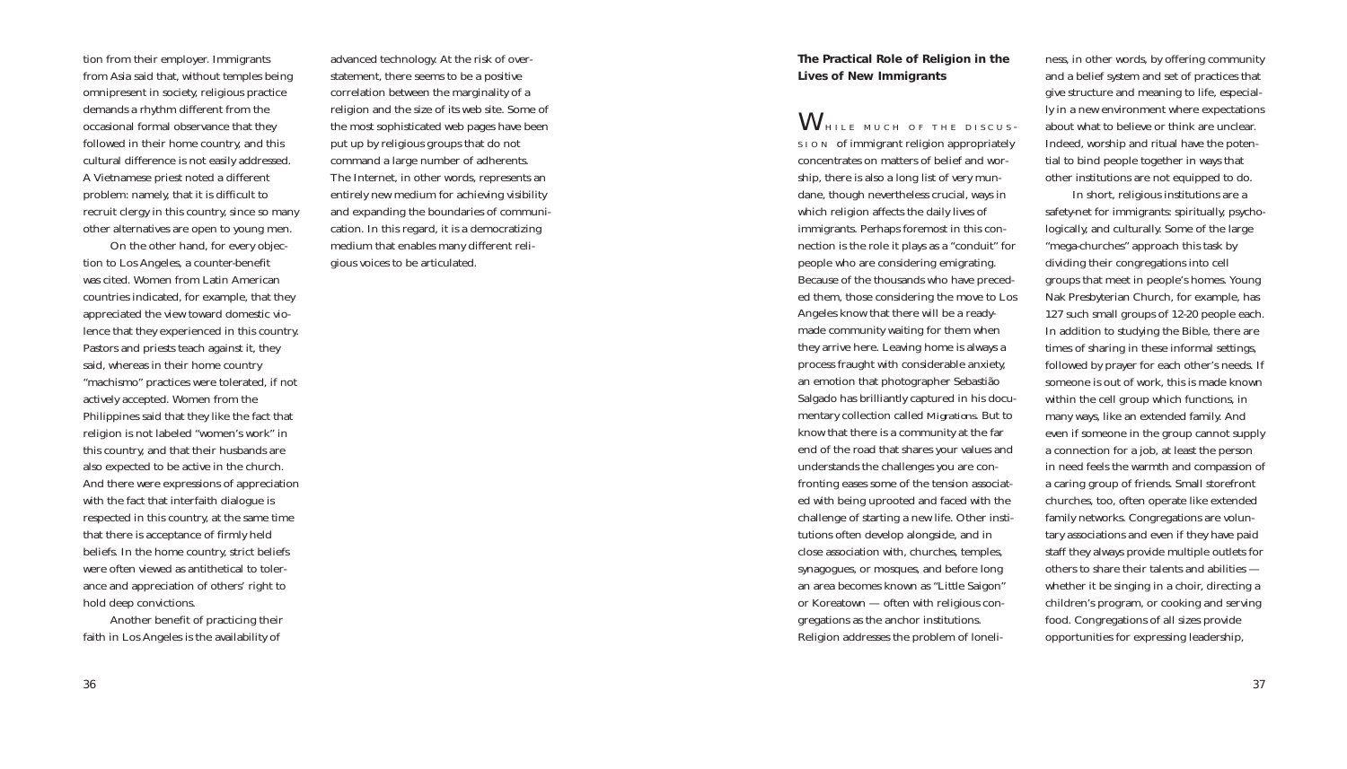tion from their employer. Immigrants from Asia said that, without temples being omnipresent in society, religious practice demands a rhythm different from the occasional formal observance that they followed in their home country, and this cultural difference is not easily addressed. A Vietnamese priest noted a different problem: namely, that it is difficult to recruit clergy in this country, since so many other alternatives are open to young men.

On the other hand, for every objection to Los Angeles, a counter-benefit was cited. Women from Latin American countries indicated, for example, that they appreciated the view toward domestic violence that they experienced in this country. Pastors and priests teach against it, they said, whereas in their home country "machismo" practices were tolerated, if not actively accepted. Women from the Philippines said that they like the fact that religion is not labeled "women's work" in this country, and that their husbands are also expected to be active in the church. And there were expressions of appreciation with the fact that interfaith dialogue is respected in this country, at the same time that there is acceptance of firmly held beliefs. In the home country, strict beliefs were often viewed as antithetical to tolerance and appreciation of others' right to hold deep convictions.

Another benefit of practicing their faith in Los Angeles is the availability of advanced technology. At the risk of overstatement, there seems to be a positive correlation between the marginality of a religion and the size of its web site. Some of the most sophisticated web pages have been put up by religious groups that do not command a large number of adherents. The Internet, in other words, represents an entirely new medium for achieving visibility and expanding the boundaries of communication. In this regard, it is a democratizing medium that enables many different religious voices to be articulated.

## The Practical Role of Religion in the Lives of New Immigrants

WHILE MUCH OF THE DISCUSSION of immigrant religion appropriately concentrates on matters of belief and worship, there is also a long list of very mundane, though nevertheless crucial, ways in which religion affects the daily lives of immigrants. Perhaps foremost in this connection is the role it plays as a "conduit" for people who are considering emigrating. Because of the thousands who have preceded them, those considering the move to Los Angeles know that there will be a ready-made community waiting for them when they arrive here. Leaving home is always a process fraught with considerable anxiety, an emotion that photographer Sebastião Salgado has brilliantly captured in his documentary collection called *Migrations*. But to know that there is a community at the far end of the road that shares your values and understands the challenges you are confronting eases some of the tension associated with being uprooted and faced with the challenge of starting a new life. Other institutions often develop alongside, and in close association with, churches, temples, synagogues, or mosques, and before long an area becomes known as "Little Saigon" or Koreatown — often with religious congregations as the anchor institutions. Religion addresses the problem of loneliness, in other words, by offering community and a belief system and set of practices that give structure and meaning to life, especially in a new environment where expectations about what to believe or think are unclear. Indeed, worship and ritual have the potential to bind people together in ways that other institutions are not equipped to do.

In short, religious institutions are a safety-net for immigrants: spiritually, psychologically, and culturally. Some of the large "mega-churches" approach this task by dividing their congregations into cell groups that meet in people's homes. Young Nak Presbyterian Church, for example, has 127 such small groups of 12-20 people each. In addition to studying the Bible, there are times of sharing in these informal settings, followed by prayer for each other's needs. If someone is out of work, this is made known within the cell group which functions, in many ways, like an extended family. And even if someone in the group cannot supply a connection for a job, at least the person in need feels the warmth and compassion of a caring group of friends. Small storefront churches, too, often operate like extended family networks. Congregations are voluntary associations and even if they have paid staff they always provide multiple outlets for others to share their talents and abilities — whether it be singing in a choir, directing a children's program, or cooking and serving food. Congregations of all sizes provide opportunities for expressing leadership,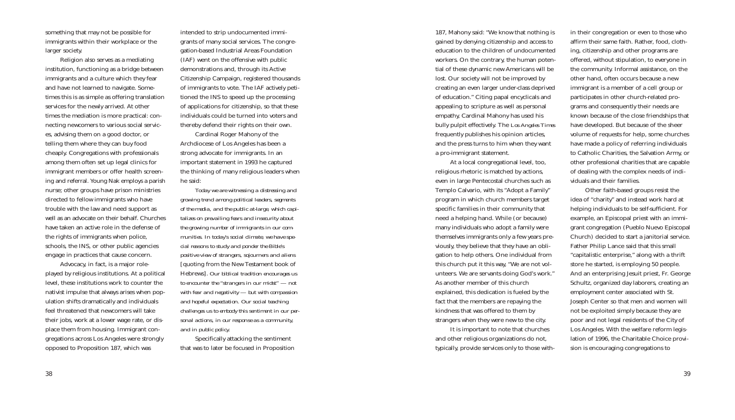something that may not be possible for immigrants within their workplace or the larger society.

Religion also serves as a mediating institution, functioning as a bridge between immigrants and a culture which they fear and have not learned to navigate. Sometimes this is as simple as offering translation services for the newly arrived. At other times the mediation is more practical: connecting newcomers to various social services, advising them on a good doctor, or telling them where they can buy food cheaply. Congregations with professionals among them often set up legal clinics for immigrant members or offer health screening and referral. Young Nak employs a parish nurse; other groups have prison ministries directed to fellow immigrants who have trouble with the law and need support as well as an advocate on their behalf. Churches have taken an active role in the defense of the rights of immigrants when police, schools, the INS, or other public agencies engage in practices that cause concern.

Advocacy, in fact, is a major role-played by religious institutions. At a political level, these institutions work to counter the nativist impulse that always arises when population shifts dramatically and individuals feel threatened that newcomers will take their jobs, work at a lower wage rate, or displace them from housing. Immigrant congregations across Los Angeles were strongly opposed to Proposition 187, which was intended to strip undocumented immigrants of many social services. The congregation-based Industrial Areas Foundation (IAF) went on the offensive with public demonstrations and, through its Active Citizenship Campaign, registered thousands of immigrants to vote. The IAF actively petitioned the INS to speed up the processing of applications for citizenship, so that these individuals could be turned into voters and thereby defend their rights on their own.

Cardinal Roger Mahony of the Archdiocese of Los Angeles has been a strong advocate for immigrants. In an important statement in 1993 he captured the thinking of many religious leaders when he said:

> *Today we are witnessing a distressing and growing trend among political leaders, segments of the media, and the public at-large, which capitalizes on prevailing fears and insecurity about the growing number of immigrants in our communities. In today's social climate, we have special reasons to study and ponder the Bible's positive view of strangers, sojourners and aliens* [quoting from the New Testament book of Hebrews]. *Our biblical tradition encourages us to encounter the "strangers in our midst" — not with fear and negativity — but with compassion and hopeful expectation. Our social teaching challenges us to embody this sentiment in our personal actions, in our response as a community, and in public policy.*

Specifically attacking the sentiment that was to later be focused in Proposition 187, Mahony said: "We know that nothing is gained by denying citizenship and access to education to the children of undocumented workers. On the contrary, the human potential of these dynamic new Americans will be lost. Our society will not be improved by creating an even larger under-class deprived of education." Citing papal encyclicals and appealing to scripture as well as personal empathy, Cardinal Mahony has used his bully pulpit effectively. The *Los Angeles Times* frequently publishes his opinion articles, and the press turns to him when they want a pro-immigrant statement.

At a local congregational level, too, religious rhetoric is matched by actions, even in large Pentecostal churches such as Templo Calvario, with its "Adopt a Family" program in which church members target specific families in their community that need a helping hand. While (or because) many individuals who adopt a family were themselves immigrants only a few years previously, they believe that they have an obligation to help others. One individual from this church put it this way, "We are not volunteers. We are servants doing God's work." As another member of this church explained, this dedication is fueled by the fact that the members are repaying the kindness that was offered to them by strangers when they were new to the city.

It is important to note that churches and other religious organizations do not, typically, provide services only to those within their congregation or even to those who affirm their same faith. Rather, food, clothing, citizenship and other programs are offered, without stipulation, to everyone in the community. Informal assistance, on the other hand, often occurs because a new immigrant is a member of a cell group or participates in other church-related programs and consequently their needs are known because of the close friendships that have developed. But because of the sheer volume of requests for help, some churches have made a policy of referring individuals to Catholic Charities, the Salvation Army, or other professional charities that are capable of dealing with the complex needs of individuals and their families.

Other faith-based groups resist the idea of "charity" and instead work hard at helping individuals to be self-sufficient. For example, an Episcopal priest with an immigrant congregation (Pueblo Nuevo Episcopal Church) decided to start a janitorial service. Father Philip Lance said that this small "capitalistic enterprise," along with a thrift store he started, is employing 50 people. And an enterprising Jesuit priest, Fr. George Schultz, organized day laborers, creating an employment center associated with St. Joseph Center so that men and women will not be exploited simply because they are poor and not legal residents of the City of Los Angeles. With the welfare reform legislation of 1996, the Charitable Choice provision is encouraging congregations to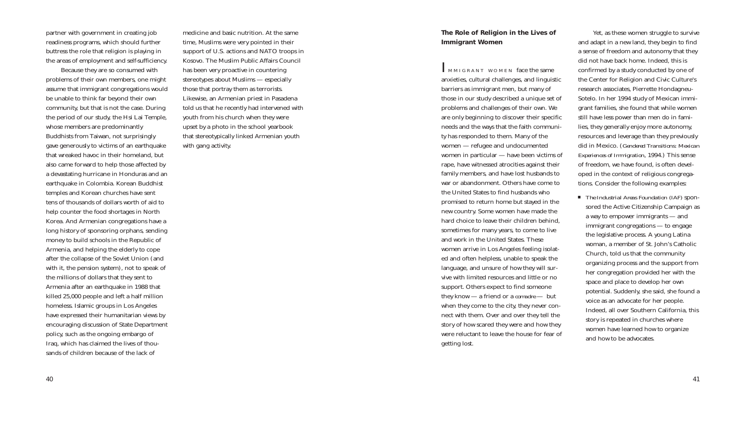partner with government in creating job readiness programs, which should further buttress the role that religion is playing in the areas of employment and self-sufficiency.

Because they are so consumed with problems of their own members, one might assume that immigrant congregations would be unable to think far beyond their own community, but that is not the case. During the period of our study, the Hsi Lai Temple, whose members are predominantly Buddhists from Taiwan, not surprisingly gave generously to victims of an earthquake that wreaked havoc in their homeland, but also came forward to help those affected by a devastating hurricane in Honduras and an earthquake in Colombia. Korean Buddhist temples and Korean churches have sent tens of thousands of dollars worth of aid to help counter the food shortages in North Korea. And Armenian congregations have a long history of sponsoring orphans, sending money to build schools in the Republic of Armenia, and helping the elderly to cope after the collapse of the Soviet Union (and with it, the pension system), not to speak of the millions of dollars that they sent to Armenia after an earthquake in 1988 that killed 25,000 people and left a half million homeless. Islamic groups in Los Angeles have expressed their humanitarian views by encouraging discussion of State Department policy, such as the ongoing embargo of Iraq, which has claimed the lives of thousands of children because of the lack of medicine and basic nutrition. At the same time, Muslims were very pointed in their support of U.S. actions and NATO troops in Kosovo. The Muslim Public Affairs Council has been very proactive in countering stereotypes about Muslims — especially those that portray them as terrorists. Likewise, an Armenian priest in Pasadena told us that he recently had intervened with youth from his church when they were upset by a photo in the school yearbook that stereotypically linked Armenian youth with gang activity.

### The Role of Religion in the Lives of Immigrant Women

IMMIGRANT WOMEN face the same anxieties, cultural challenges, and linguistic barriers as immigrant men, but many of those in our study described a unique set of problems and challenges of their own. We are only beginning to discover their specific needs and the ways that the faith community has responded to them. Many of the women — refugee and undocumented women in particular — have been victims of rape, have witnessed atrocities against their family members, and have lost husbands to war or abandonment. Others have come to the United States to find husbands who promised to return home but stayed in the new country. Some women have made the hard choice to leave their children behind, sometimes for many years, to come to live and work in the United States. These women arrive in Los Angeles feeling isolated and often helpless, unable to speak the language, and unsure of how they will survive with limited resources and little or no support. Others expect to find someone they know — a friend or a *comadre* — but when they come to the city, they never connect with them. Over and over they tell the story of how scared they were and how they were reluctant to leave the house for fear of getting lost.

Yet, as these women struggle to survive and adapt in a new land, they begin to find a sense of freedom and autonomy that they did not have back home. Indeed, this is confirmed by a study conducted by one of the Center for Religion and Civic Culture's research associates, Pierrette Hondagneu-Sotelo. In her 1994 study of Mexican immigrant families, she found that while women still have less power than men do in families, they generally enjoy more autonomy, resources and leverage than they previously did in Mexico. (*Gendered Transitions: Mexican Experiences of Immigration*, 1994.) This sense of freedom, we have found, is often developed in the context of religious congregations. Consider the following examples:

- The Industrial Areas Foundation (IAF) sponsored the Active Citizenship Campaign as a way to empower immigrants — and immigrant congregations — to engage the legislative process. A young Latina woman, a member of St. John's Catholic Church, told us that the community organizing process and the support from her congregation provided her with the space and place to develop her own potential. Suddenly, she said, she found a voice as an advocate for her people. Indeed, all over Southern California, this story is repeated in churches where women have learned how to organize and how to be advocates.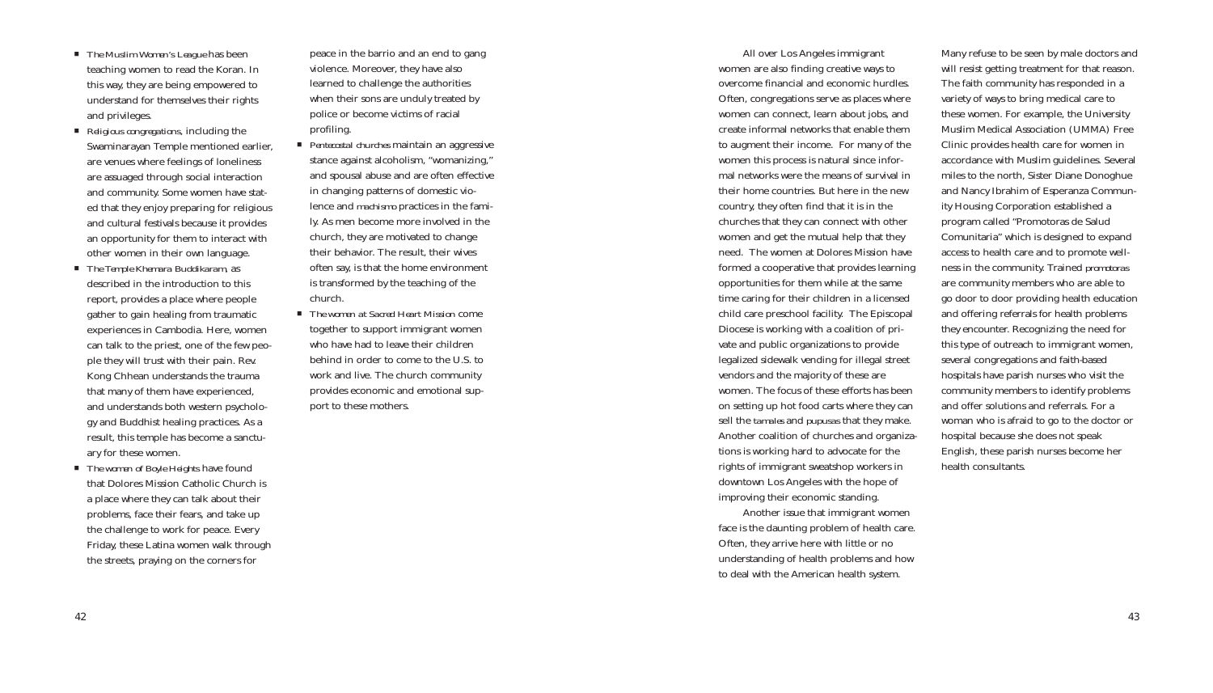- *The Muslim Women's League* has been teaching women to read the Koran. In this way, they are being empowered to understand for themselves their rights and privileges.
- *Religious congregations*, including the Swaminarayan Temple mentioned earlier, are venues where feelings of loneliness are assuaged through social interaction and community. Some women have stated that they enjoy preparing for religious and cultural festivals because it provides an opportunity for them to interact with other women in their own language.
- *The Temple Khemara Buddikaram*, as described in the introduction to this report, provides a place where people gather to gain healing from traumatic experiences in Cambodia. Here, women can talk to the priest, one of the few people they will trust with their pain. Rev. Kong Chhean understands the trauma that many of them have experienced, and understands both western psychology and Buddhist healing practices. As a result, this temple has become a sanctuary for these women.
- *The women of Boyle Heights* have found that Dolores Mission Catholic Church is a place where they can talk about their problems, face their fears, and take up the challenge to work for peace. Every Friday, these Latina women walk through the streets, praying on the corners for peace in the barrio and an end to gang violence. Moreover, they have also learned to challenge the authorities when their sons are unduly treated by police or become victims of racial profiling.
- *Pentecostal churches* maintain an aggressive stance against alcoholism, "womanizing," and spousal abuse and are often effective in changing patterns of domestic violence and *machismo* practices in the family. As men become more involved in the church, they are motivated to change their behavior. The result, their wives often say, is that the home environment is transformed by the teaching of the church.
- *The women at Sacred Heart Mission* come together to support immigrant women who have had to leave their children behind in order to come to the U.S. to work and live. The church community provides economic and emotional support to these mothers.

All over Los Angeles immigrant women are also finding creative ways to overcome financial and economic hurdles. Often, congregations serve as places where women can connect, learn about jobs, and create informal networks that enable them to augment their income. For many of the women this process is natural since informal networks were the means of survival in their home countries. But here in the new country, they often find that it is in the churches that they can connect with other women and get the mutual help that they need. The women at Dolores Mission have formed a cooperative that provides learning opportunities for them while at the same time caring for their children in a licensed child care preschool facility. The Episcopal Diocese is working with a coalition of private and public organizations to provide legalized sidewalk vending for illegal street vendors and the majority of these are women. The focus of these efforts has been on setting up hot food carts where they can sell the *tamales* and *pupusas* that they make. Another coalition of churches and organizations is working hard to advocate for the rights of immigrant sweatshop workers in downtown Los Angeles with the hope of improving their economic standing.

Another issue that immigrant women face is the daunting problem of health care. Often, they arrive here with little or no understanding of health problems and how to deal with the American health system. Many refuse to be seen by male doctors and will resist getting treatment for that reason. The faith community has responded in a variety of ways to bring medical care to these women. For example, the University Muslim Medical Association (UMMA) Free Clinic provides health care for women in accordance with Muslim guidelines. Several miles to the north, Sister Diane Donoghue and Nancy Ibrahim of Esperanza Community Housing Corporation established a program called "Promotoras de Salud Comunitaria" which is designed to expand access to health care and to promote wellness in the community. Trained *promotoras* are community members who are able to go door to door providing health education and offering referrals for health problems they encounter. Recognizing the need for this type of outreach to immigrant women, several congregations and faith-based hospitals have parish nurses who visit the community members to identify problems and offer solutions and referrals. For a woman who is afraid to go to the doctor or hospital because she does not speak English, these parish nurses become her health consultants.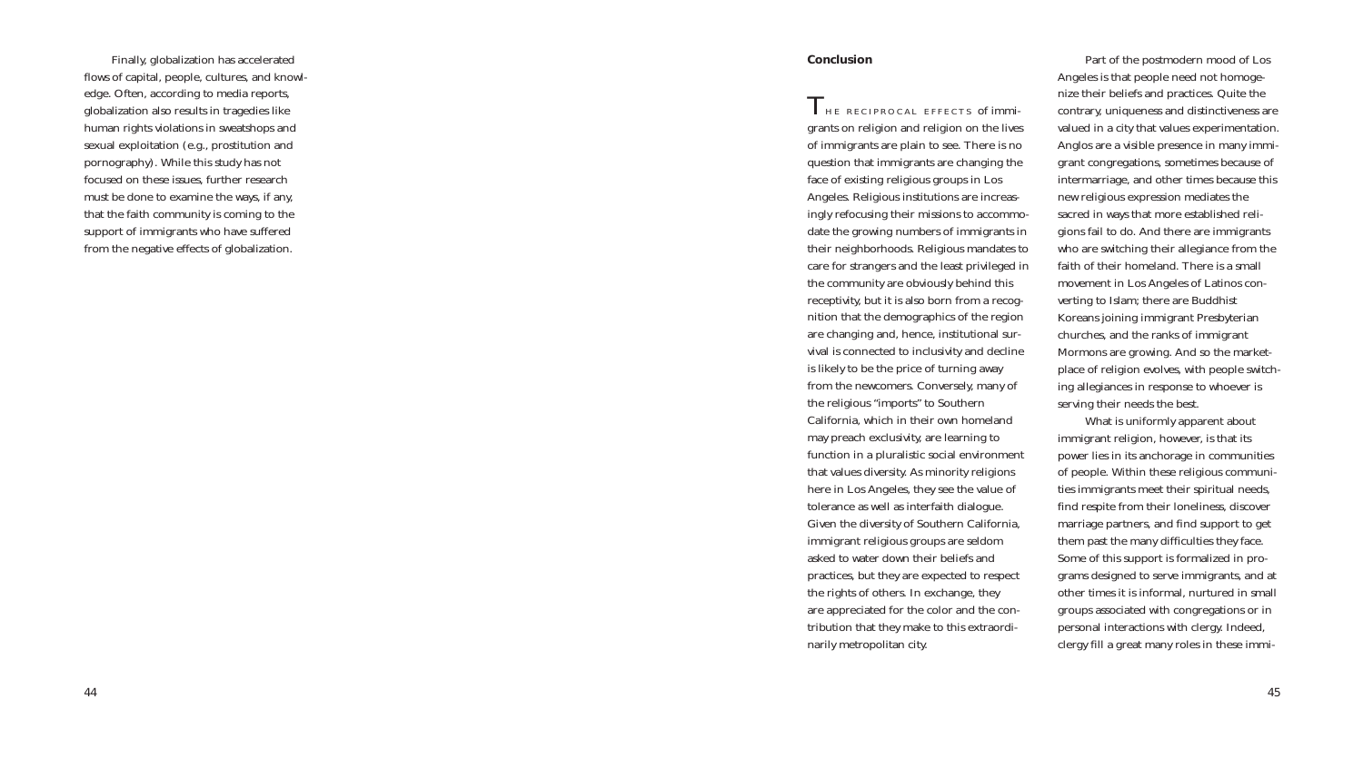Finally, globalization has accelerated flows of capital, people, cultures, and knowledge. Often, according to media reports, globalization also results in tragedies like human rights violations in sweatshops and sexual exploitation (e.g., prostitution and pornography). While this study has not focused on these issues, further research must be done to examine the ways, if any, that the faith community is coming to the support of immigrants who have suffered from the negative effects of globalization.

## Conclusion

THE RECIPROCAL EFFECTS of immigrants on religion and religion on the lives of immigrants are plain to see. There is no question that immigrants are changing the face of existing religious groups in Los Angeles. Religious institutions are increasingly refocusing their missions to accommodate the growing numbers of immigrants in their neighborhoods. Religious mandates to care for strangers and the least privileged in the community are obviously behind this receptivity, but it is also born from a recognition that the demographics of the region are changing and, hence, institutional survival is connected to inclusivity and decline is likely to be the price of turning away from the newcomers. Conversely, many of the religious "imports" to Southern California, which in their own homeland may preach exclusivity, are learning to function in a pluralistic social environment that values diversity. As minority religions here in Los Angeles, they see the value of tolerance as well as interfaith dialogue. Given the diversity of Southern California, immigrant religious groups are seldom asked to water down their beliefs and practices, but they are expected to respect the rights of others. In exchange, they are appreciated for the color and the contribution that they make to this extraordinarily metropolitan city.

Part of the postmodern mood of Los Angeles is that people need not homogenize their beliefs and practices. Quite the contrary, uniqueness and distinctiveness are valued in a city that values experimentation. Anglos are a visible presence in many immigrant congregations, sometimes because of intermarriage, and other times because this new religious expression mediates the sacred in ways that more established religions fail to do. And there are immigrants who are switching their allegiance from the faith of their homeland. There is a small movement in Los Angeles of Latinos converting to Islam; there are Buddhist Koreans joining immigrant Presbyterian churches, and the ranks of immigrant Mormons are growing. And so the marketplace of religion evolves, with people switching allegiances in response to whoever is serving their needs the best.

What is uniformly apparent about immigrant religion, however, is that its power lies in its anchorage in communities of people. Within these religious communities immigrants meet their spiritual needs, find respite from their loneliness, discover marriage partners, and find support to get them past the many difficulties they face. Some of this support is formalized in programs designed to serve immigrants, and at other times it is informal, nurtured in small groups associated with congregations or in personal interactions with clergy. Indeed, clergy fill a great many roles in these immi-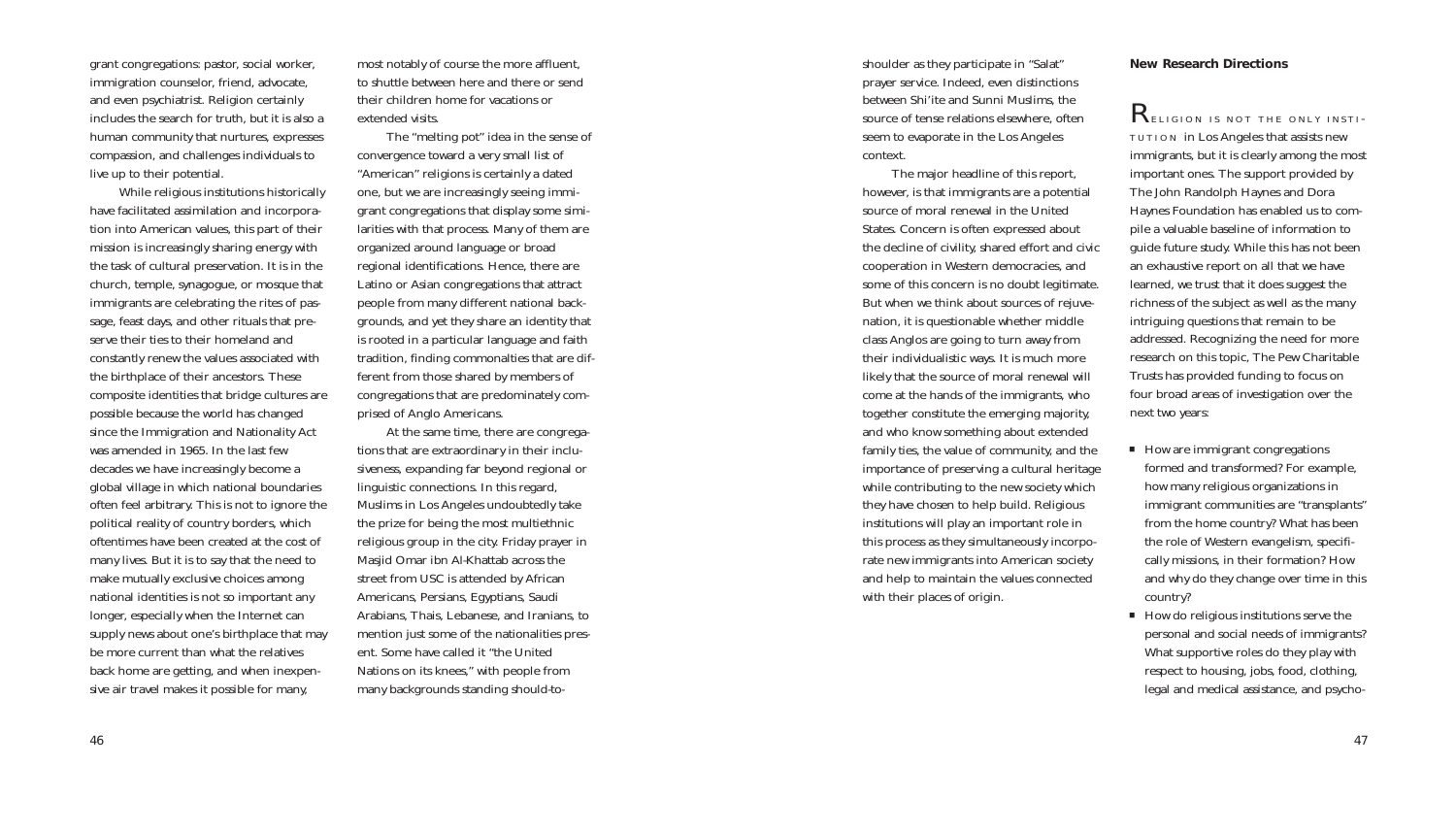grant congregations: pastor, social worker, immigration counselor, friend, advocate, and even psychiatrist. Religion certainly includes the search for truth, but it is also a human community that nurtures, expresses compassion, and challenges individuals to live up to their potential.

While religious institutions historically have facilitated assimilation and incorporation into American values, this part of their mission is increasingly sharing energy with the task of cultural preservation. It is in the church, temple, synagogue, or mosque that immigrants are celebrating the rites of passage, feast days, and other rituals that preserve their ties to their homeland and constantly renew the values associated with the birthplace of their ancestors. These composite identities that bridge cultures are possible because the world has changed since the Immigration and Nationality Act was amended in 1965. In the last few decades we have increasingly become a global village in which national boundaries often feel arbitrary. This is not to ignore the political reality of country borders, which oftentimes have been created at the cost of many lives. But it is to say that the need to make mutually exclusive choices among national identities is not so important any longer, especially when the Internet can supply news about one's birthplace that may be more current than what the relatives back home are getting, and when inexpensive air travel makes it possible for many, most notably of course the more affluent, to shuttle between here and there or send their children home for vacations or extended visits.

The "melting pot" idea in the sense of convergence toward a very small list of "American" religions is certainly a dated one, but we are increasingly seeing immigrant congregations that display some similarities with that process. Many of them are organized around language or broad regional identifications. Hence, there are Latino or Asian congregations that attract people from many different national backgrounds, and yet they share an identity that is rooted in a particular language and faith tradition, finding commonalties that are different from those shared by members of congregations that are predominately comprised of Anglo Americans.

At the same time, there are congregations that are extraordinary in their inclusiveness, expanding far beyond regional or linguistic connections. In this regard, Muslims in Los Angeles undoubtedly take the prize for being the most multiethnic religious group in the city. Friday prayer in Masjid Omar ibn Al-Khattab across the street from USC is attended by African Americans, Persians, Egyptians, Saudi Arabians, Thais, Lebanese, and Iranians, to mention just some of the nationalities present. Some have called it "the United Nations on its knees," with people from many backgrounds standing should-to-shoulder as they participate in "Salat" prayer service. Indeed, even distinctions between Shi'ite and Sunni Muslims, the source of tense relations elsewhere, often seem to evaporate in the Los Angeles context.

The major headline of this report, however, is that immigrants are a potential source of moral renewal in the United States. Concern is often expressed about the decline of civility, shared effort and civic cooperation in Western democracies, and some of this concern is no doubt legitimate. But when we think about sources of rejuvenation, it is questionable whether middle class Anglos are going to turn away from their individualistic ways. It is much more likely that the source of moral renewal will come at the hands of the immigrants, who together constitute the emerging majority, and who know something about extended family ties, the value of community, and the importance of preserving a cultural heritage while contributing to the new society which they have chosen to help build. Religious institutions will play an important role in this process as they simultaneously incorporate new immigrants into American society and help to maintain the values connected with their places of origin.

## New Research Directions

Religion is not the only institution in Los Angeles that assists new immigrants, but it is clearly among the most important ones. The support provided by The John Randolph Haynes and Dora Haynes Foundation has enabled us to compile a valuable baseline of information to guide future study. While this has not been an exhaustive report on all that we have learned, we trust that it does suggest the richness of the subject as well as the many intriguing questions that remain to be addressed. Recognizing the need for more research on this topic, The Pew Charitable Trusts has provided funding to focus on four broad areas of investigation over the next two years:

- How are immigrant congregations formed and transformed? For example, how many religious organizations in immigrant communities are "transplants" from the home country? What has been the role of Western evangelism, specifically missions, in their formation? How and why do they change over time in this country?
- How do religious institutions serve the personal and social needs of immigrants? What supportive roles do they play with respect to housing, jobs, food, clothing, legal and medical assistance, and psycho-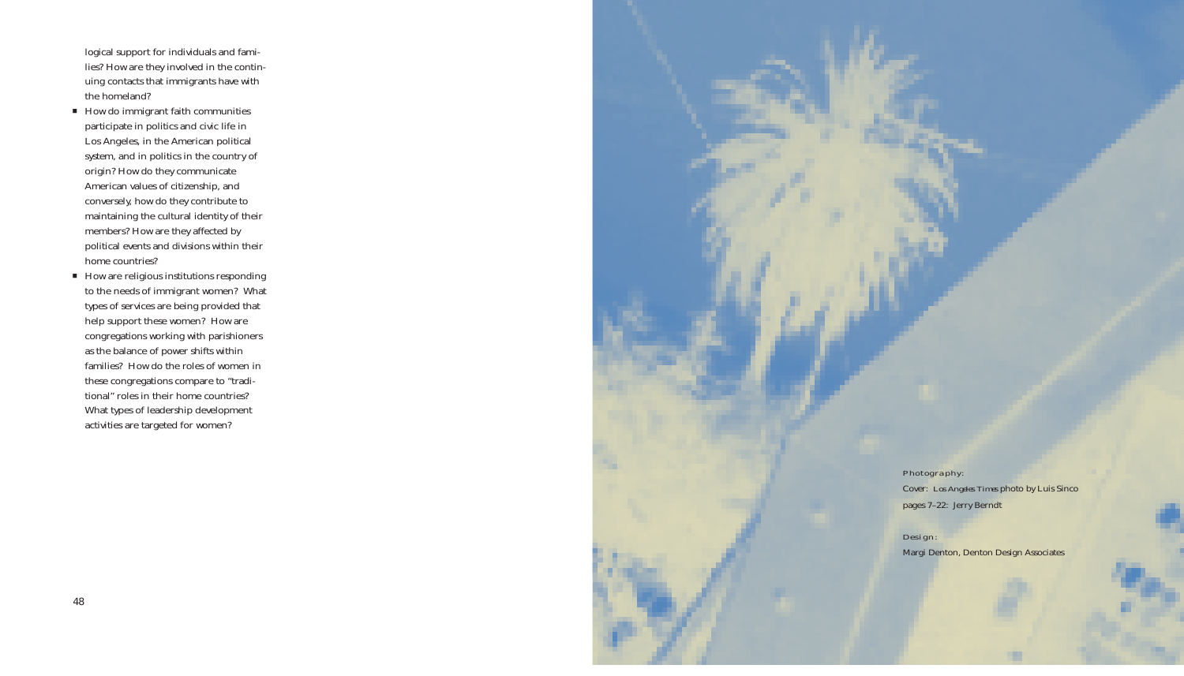logical support for individuals and families? How are they involved in the continuing contacts that immigrants have with the homeland?

- How do immigrant faith communities participate in politics and civic life in Los Angeles, in the American political system, and in politics in the country of origin? How do they communicate American values of citizenship, and conversely, how do they contribute to maintaining the cultural identity of their members? How are they affected by political events and divisions within their home countries?
- How are religious institutions responding to the needs of immigrant women? What types of services are being provided that help support these women? How are congregations working with parishioners as the balance of power shifts within families? How do the roles of women in these congregations compare to "traditional" roles in their home countries? What types of leadership development activities are targeted for women?

Photography:

Cover: *Los Angeles Times* photo by Luis Sinco

pages 7–22: Jerry Berndt

Design:

Margi Denton, Denton Design Associates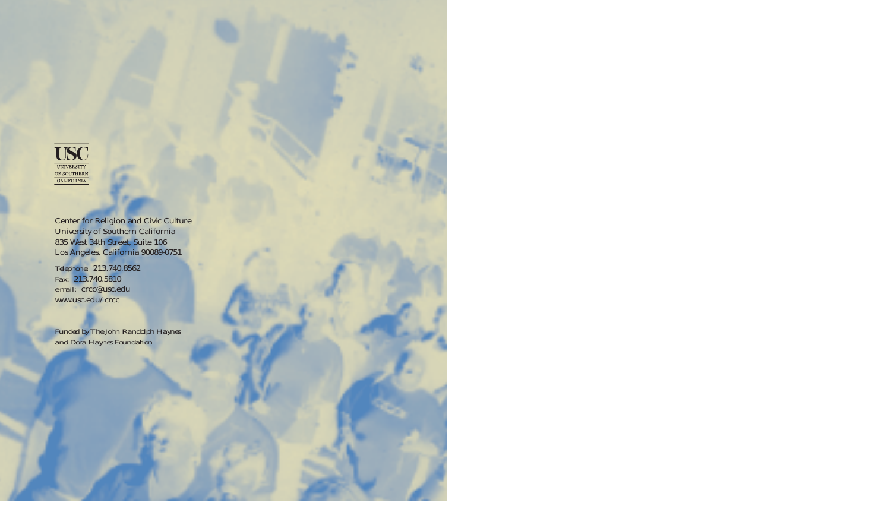USC
UNIVERSITY
OF SOUTHERN
CALIFORNIA

Center for Religion and Civic Culture
University of Southern California
835 West 34th Street, Suite 106
Los Angeles, California 90089-0751

Telephone: 213.740.8562
Fax: 213.740.5810
email: crcc@usc.edu
www.usc.edu/crcc

*Funded by The John Randolph Haynes and Dora Haynes Foundation*